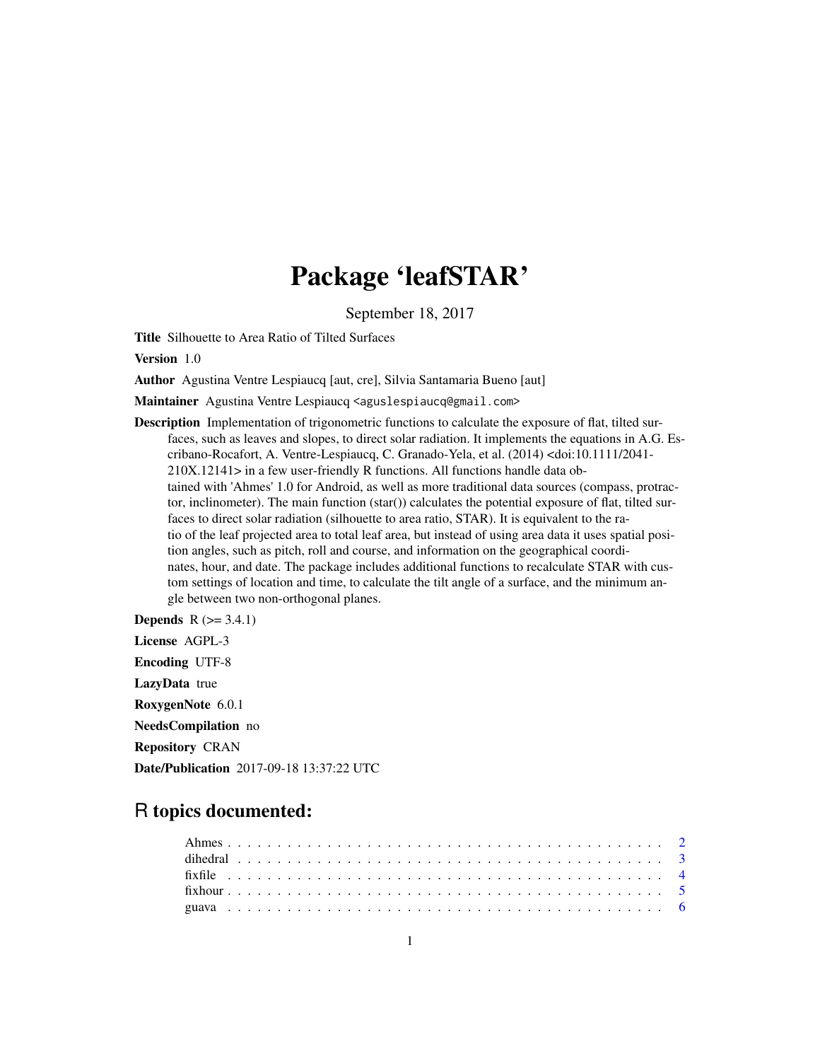# Package 'leafSTAR'

September 18, 2017

**Title** Silhouette to Area Ratio of Tilted Surfaces

**Version** 1.0

**Author** Agustina Ventre Lespiaucq [aut, cre], Silvia Santamaria Bueno [aut]

**Maintainer** Agustina Ventre Lespiaucq <aguslespiaucq@gmail.com>

**Description** Implementation of trigonometric functions to calculate the exposure of flat, tilted surfaces, such as leaves and slopes, to direct solar radiation. It implements the equations in A.G. Escribano-Rocafort, A. Ventre-Lespiaucq, C. Granado-Yela, et al. (2014) <doi:10.1111/2041-210X.12141> in a few user-friendly R functions. All functions handle data obtained with 'Ahmes' 1.0 for Android, as well as more traditional data sources (compass, protractor, inclinometer). The main function (star()) calculates the potential exposure of flat, tilted surfaces to direct solar radiation (silhouette to area ratio, STAR). It is equivalent to the ratio of the leaf projected area to total leaf area, but instead of using area data it uses spatial position angles, such as pitch, roll and course, and information on the geographical coordinates, hour, and date. The package includes additional functions to recalculate STAR with custom settings of location and time, to calculate the tilt angle of a surface, and the minimum angle between two non-orthogonal planes.

**Depends** R (>= 3.4.1)

**License** AGPL-3

**Encoding** UTF-8

**LazyData** true

**RoxygenNote** 6.0.1

**NeedsCompilation** no

**Repository** CRAN

**Date/Publication** 2017-09-18 13:37:22 UTC

## R topics documented:

| | |
|---|---|
| Ahmes | 2 |
| dihedral | 3 |
| fixfile | 4 |
| fixhour | 5 |
| guava | 6 |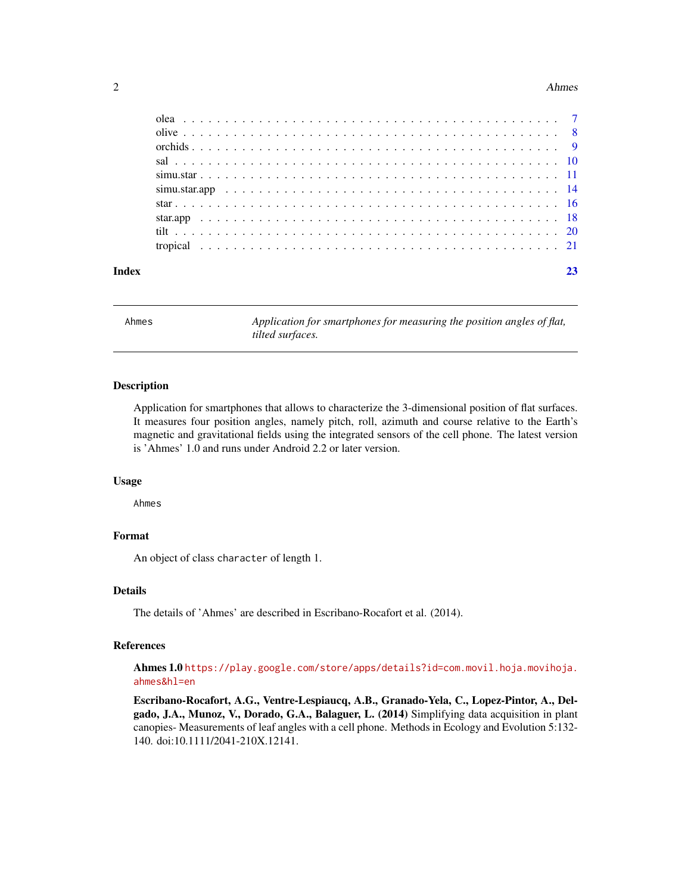olea . . . . . . . . . . . . . . . . . . . . . . . . . . . . . . . . . . . . . . . . . . . 7
olive . . . . . . . . . . . . . . . . . . . . . . . . . . . . . . . . . . . . . . . . . . . 8
orchids . . . . . . . . . . . . . . . . . . . . . . . . . . . . . . . . . . . . . . . . . . . 9
sal . . . . . . . . . . . . . . . . . . . . . . . . . . . . . . . . . . . . . . . . . . . 10
simu.star . . . . . . . . . . . . . . . . . . . . . . . . . . . . . . . . . . . . . . . . . . . 11
simu.star.app . . . . . . . . . . . . . . . . . . . . . . . . . . . . . . . . . . . . . . . . . . . 14
star . . . . . . . . . . . . . . . . . . . . . . . . . . . . . . . . . . . . . . . . . . . 16
star.app . . . . . . . . . . . . . . . . . . . . . . . . . . . . . . . . . . . . . . . . . . . 18
tilt . . . . . . . . . . . . . . . . . . . . . . . . . . . . . . . . . . . . . . . . . . . 20
tropical . . . . . . . . . . . . . . . . . . . . . . . . . . . . . . . . . . . . . . . . . . . 21

**Index** **23**

---

`Ahmes` *Application for smartphones for measuring the position angles of flat, tilted surfaces.*

---

## Description

Application for smartphones that allows to characterize the 3-dimensional position of flat surfaces. It measures four position angles, namely pitch, roll, azimuth and course relative to the Earth's magnetic and gravitational fields using the integrated sensors of the cell phone. The latest version is 'Ahmes' 1.0 and runs under Android 2.2 or later version.

## Usage

```
Ahmes
```

## Format

An object of class `character` of length 1.

## Details

The details of 'Ahmes' are described in Escribano-Rocafort et al. (2014).

## References

**Ahmes 1.0** https://play.google.com/store/apps/details?id=com.movil.hoja.movihoja.ahmes&hl=en

**Escribano-Rocafort, A.G., Ventre-Lespiaucq, A.B., Granado-Yela, C., Lopez-Pintor, A., Delgado, J.A., Munoz, V., Dorado, G.A., Balaguer, L. (2014)** Simplifying data acquisition in plant canopies- Measurements of leaf angles with a cell phone. Methods in Ecology and Evolution 5:132-140. doi:10.1111/2041-210X.12141.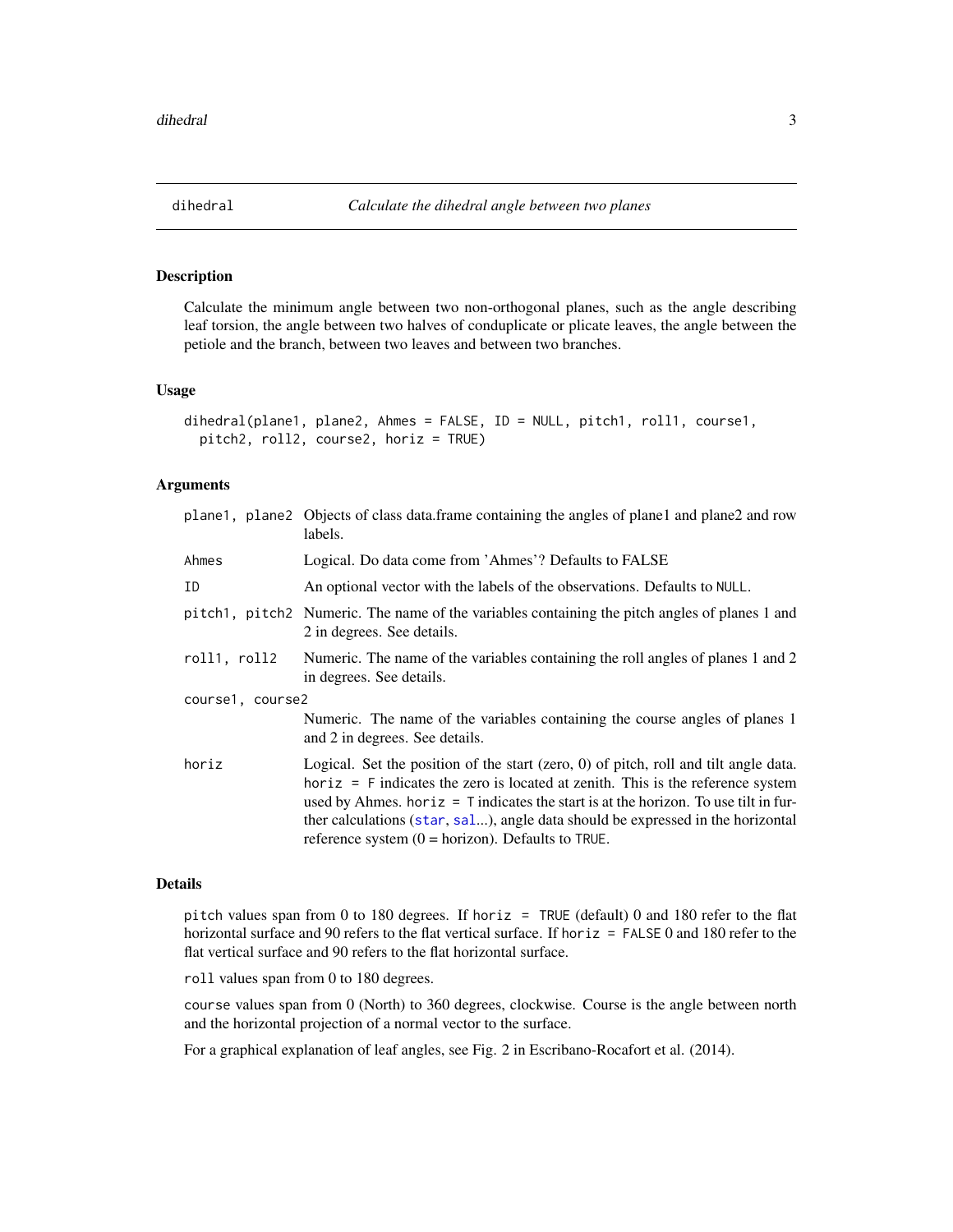## dihedral — *Calculate the dihedral angle between two planes*

### Description

Calculate the minimum angle between two non-orthogonal planes, such as the angle describing leaf torsion, the angle between two halves of conduplicate or plicate leaves, the angle between the petiole and the branch, between two leaves and between two branches.

### Usage

```
dihedral(plane1, plane2, Ahmes = FALSE, ID = NULL, pitch1, roll1, course1,
  pitch2, roll2, course2, horiz = TRUE)
```

### Arguments

| Argument | Description |
|---|---|
| `plane1, plane2` | Objects of class data.frame containing the angles of plane1 and plane2 and row labels. |
| `Ahmes` | Logical. Do data come from 'Ahmes'? Defaults to FALSE |
| `ID` | An optional vector with the labels of the observations. Defaults to `NULL`. |
| `pitch1, pitch2` | Numeric. The name of the variables containing the pitch angles of planes 1 and 2 in degrees. See details. |
| `roll1, roll2` | Numeric. The name of the variables containing the roll angles of planes 1 and 2 in degrees. See details. |
| `course1, course2` | Numeric. The name of the variables containing the course angles of planes 1 and 2 in degrees. See details. |
| `horiz` | Logical. Set the position of the start (zero, 0) of pitch, roll and tilt angle data. `horiz = F` indicates the zero is located at zenith. This is the reference system used by Ahmes. `horiz = T` indicates the start is at the horizon. To use tilt in further calculations (`star`, `sal`...), angle data should be expressed in the horizontal reference system (0 = horizon). Defaults to `TRUE`. |

### Details

`pitch` values span from 0 to 180 degrees. If `horiz = TRUE` (default) 0 and 180 refer to the flat horizontal surface and 90 refers to the flat vertical surface. If `horiz = FALSE` 0 and 180 refer to the flat vertical surface and 90 refers to the flat horizontal surface.

`roll` values span from 0 to 180 degrees.

`course` values span from 0 (North) to 360 degrees, clockwise. Course is the angle between north and the horizontal projection of a normal vector to the surface.

For a graphical explanation of leaf angles, see Fig. 2 in Escribano-Rocafort et al. (2014).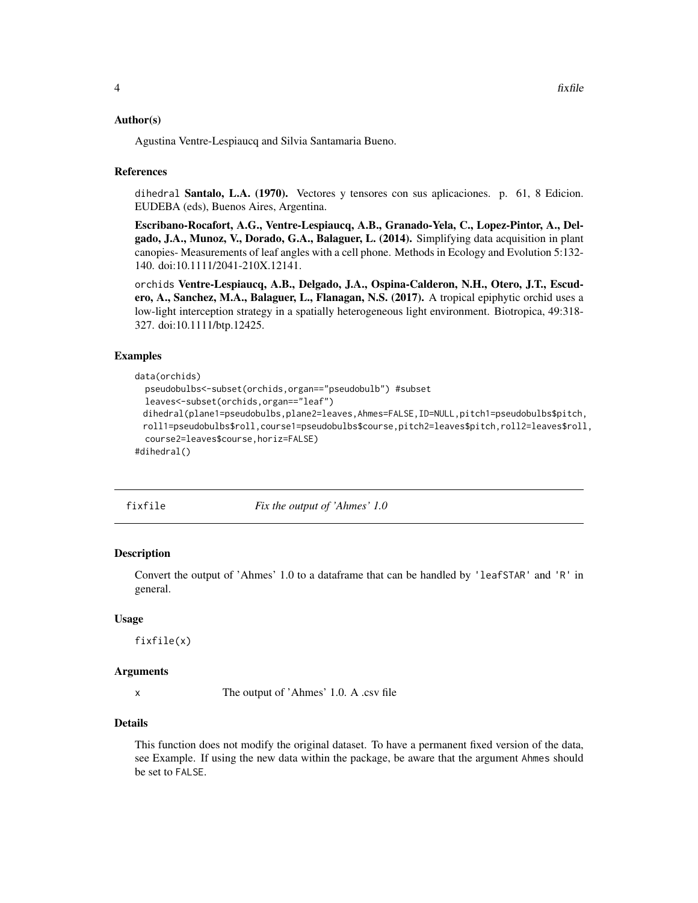### Author(s)

Agustina Ventre-Lespiaucq and Silvia Santamaria Bueno.

### References

dihedral **Santalo, L.A. (1970).** Vectores y tensores con sus aplicaciones. p. 61, 8 Edicion. EUDEBA (eds), Buenos Aires, Argentina.

**Escribano-Rocafort, A.G., Ventre-Lespiaucq, A.B., Granado-Yela, C., Lopez-Pintor, A., Delgado, J.A., Munoz, V., Dorado, G.A., Balaguer, L. (2014).** Simplifying data acquisition in plant canopies- Measurements of leaf angles with a cell phone. Methods in Ecology and Evolution 5:132-140. doi:10.1111/2041-210X.12141.

orchids **Ventre-Lespiaucq, A.B., Delgado, J.A., Ospina-Calderon, N.H., Otero, J.T., Escudero, A., Sanchez, M.A., Balaguer, L., Flanagan, N.S. (2017).** A tropical epiphytic orchid uses a low-light interception strategy in a spatially heterogeneous light environment. Biotropica, 49:318-327. doi:10.1111/btp.12425.

### Examples

```
data(orchids)
  pseudobulbs<-subset(orchids,organ=="pseudobulb") #subset
  leaves<-subset(orchids,organ=="leaf")
 dihedral(plane1=pseudobulbs,plane2=leaves,Ahmes=FALSE,ID=NULL,pitch1=pseudobulbs$pitch,
 roll1=pseudobulbs$roll,course1=pseudobulbs$course,pitch2=leaves$pitch,roll2=leaves$roll,
  course2=leaves$course,horiz=FALSE)
#dihedral()
```

---

## fixfile *Fix the output of 'Ahmes' 1.0*

### Description

Convert the output of 'Ahmes' 1.0 to a dataframe that can be handled by 'leafSTAR' and 'R' in general.

### Usage

```
fixfile(x)
```

### Arguments

| | |
|---|---|
| x | The output of 'Ahmes' 1.0. A .csv file |

### Details

This function does not modify the original dataset. To have a permanent fixed version of the data, see Example. If using the new data within the package, be aware that the argument Ahmes should be set to FALSE.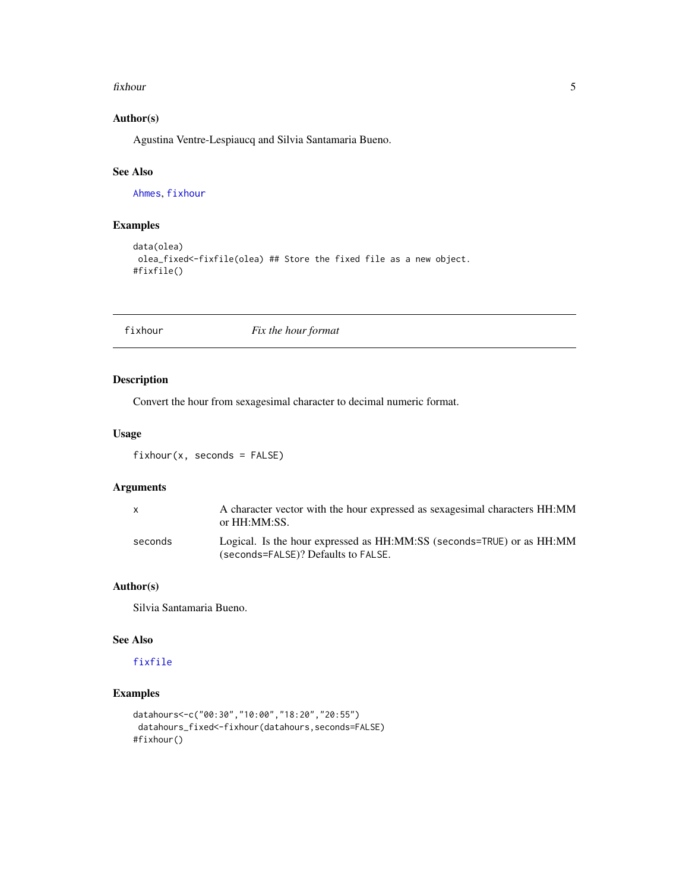### Author(s)

Agustina Ventre-Lespiaucq and Silvia Santamaria Bueno.

### See Also

Ahmes, fixhour

### Examples

```
data(olea)
 olea_fixed<-fixfile(olea) ## Store the fixed file as a new object.
#fixfile()
```

---

## fixhour — *Fix the hour format*

---

### Description

Convert the hour from sexagesimal character to decimal numeric format.

### Usage

```
fixhour(x, seconds = FALSE)
```

### Arguments

| | |
|---|---|
| `x` | A character vector with the hour expressed as sexagesimal characters HH:MM or HH:MM:SS. |
| `seconds` | Logical. Is the hour expressed as HH:MM:SS (`seconds=TRUE`) or as HH:MM (`seconds=FALSE`)? Defaults to `FALSE`. |

### Author(s)

Silvia Santamaria Bueno.

### See Also

fixfile

### Examples

```
datahours<-c("00:30","10:00","18:20","20:55")
 datahours_fixed<-fixhour(datahours,seconds=FALSE)
#fixhour()
```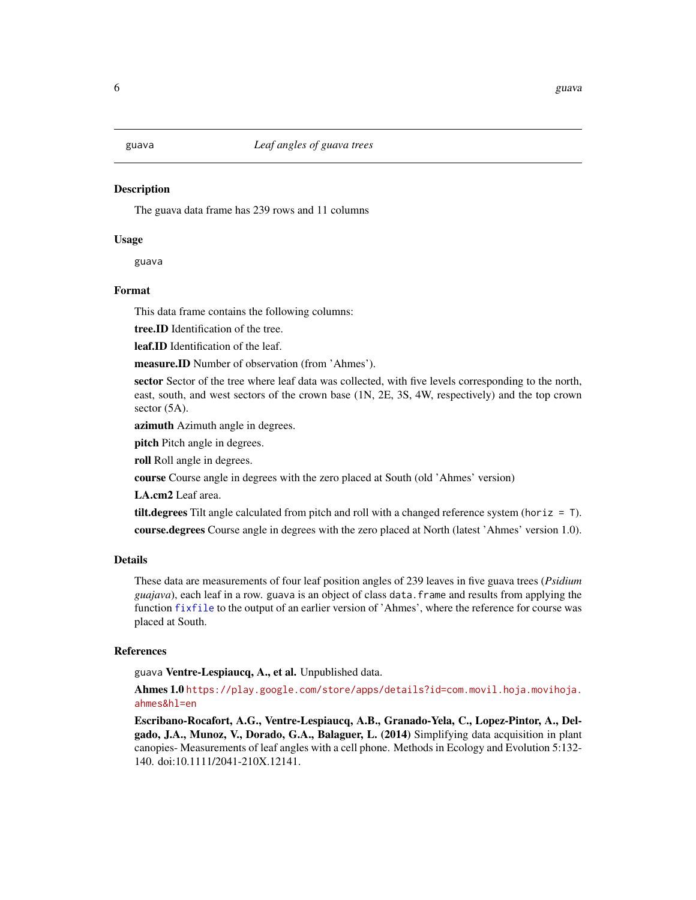# guava — *Leaf angles of guava trees*

## Description

The guava data frame has 239 rows and 11 columns

## Usage

```
guava
```

## Format

This data frame contains the following columns:

**tree.ID** Identification of the tree.

**leaf.ID** Identification of the leaf.

**measure.ID** Number of observation (from 'Ahmes').

**sector** Sector of the tree where leaf data was collected, with five levels corresponding to the north, east, south, and west sectors of the crown base (1N, 2E, 3S, 4W, respectively) and the top crown sector (5A).

**azimuth** Azimuth angle in degrees.

**pitch** Pitch angle in degrees.

**roll** Roll angle in degrees.

**course** Course angle in degrees with the zero placed at South (old 'Ahmes' version)

**LA.cm2** Leaf area.

**tilt.degrees** Tilt angle calculated from pitch and roll with a changed reference system (`horiz = T`).

**course.degrees** Course angle in degrees with the zero placed at North (latest 'Ahmes' version 1.0).

## Details

These data are measurements of four leaf position angles of 239 leaves in five guava trees (*Psidium guajava*), each leaf in a row. `guava` is an object of class `data.frame` and results from applying the function `fixfile` to the output of an earlier version of 'Ahmes', where the reference for course was placed at South.

## References

`guava` **Ventre-Lespiaucq, A., et al.** Unpublished data.

**Ahmes 1.0** https://play.google.com/store/apps/details?id=com.movil.hoja.movihoja.ahmes&hl=en

**Escribano-Rocafort, A.G., Ventre-Lespiaucq, A.B., Granado-Yela, C., Lopez-Pintor, A., Delgado, J.A., Munoz, V., Dorado, G.A., Balaguer, L. (2014)** Simplifying data acquisition in plant canopies- Measurements of leaf angles with a cell phone. Methods in Ecology and Evolution 5:132-140. doi:10.1111/2041-210X.12141.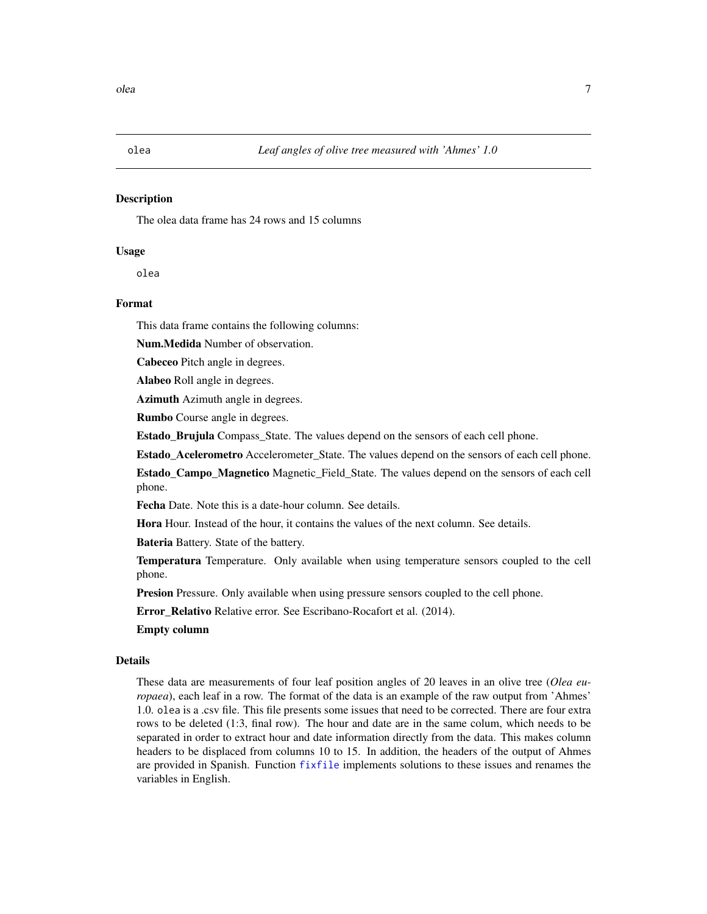olea *Leaf angles of olive tree measured with 'Ahmes' 1.0*

## Description

The olea data frame has 24 rows and 15 columns

## Usage

```
olea
```

## Format

This data frame contains the following columns:

**Num.Medida** Number of observation.

**Cabeceo** Pitch angle in degrees.

**Alabeo** Roll angle in degrees.

**Azimuth** Azimuth angle in degrees.

**Rumbo** Course angle in degrees.

**Estado_Brujula** Compass_State. The values depend on the sensors of each cell phone.

**Estado_Acelerometro** Accelerometer_State. The values depend on the sensors of each cell phone.

**Estado_Campo_Magnetico** Magnetic_Field_State. The values depend on the sensors of each cell phone.

**Fecha** Date. Note this is a date-hour column. See details.

**Hora** Hour. Instead of the hour, it contains the values of the next column. See details.

**Bateria** Battery. State of the battery.

**Temperatura** Temperature. Only available when using temperature sensors coupled to the cell phone.

**Presion** Pressure. Only available when using pressure sensors coupled to the cell phone.

**Error_Relativo** Relative error. See Escribano-Rocafort et al. (2014).

**Empty column**

## Details

These data are measurements of four leaf position angles of 20 leaves in an olive tree (*Olea europaea*), each leaf in a row. The format of the data is an example of the raw output from 'Ahmes' 1.0. `olea` is a .csv file. This file presents some issues that need to be corrected. There are four extra rows to be deleted (1:3, final row). The hour and date are in the same colum, which needs to be separated in order to extract hour and date information directly from the data. This makes column headers to be displaced from columns 10 to 15. In addition, the headers of the output of Ahmes are provided in Spanish. Function `fixfile` implements solutions to these issues and renames the variables in English.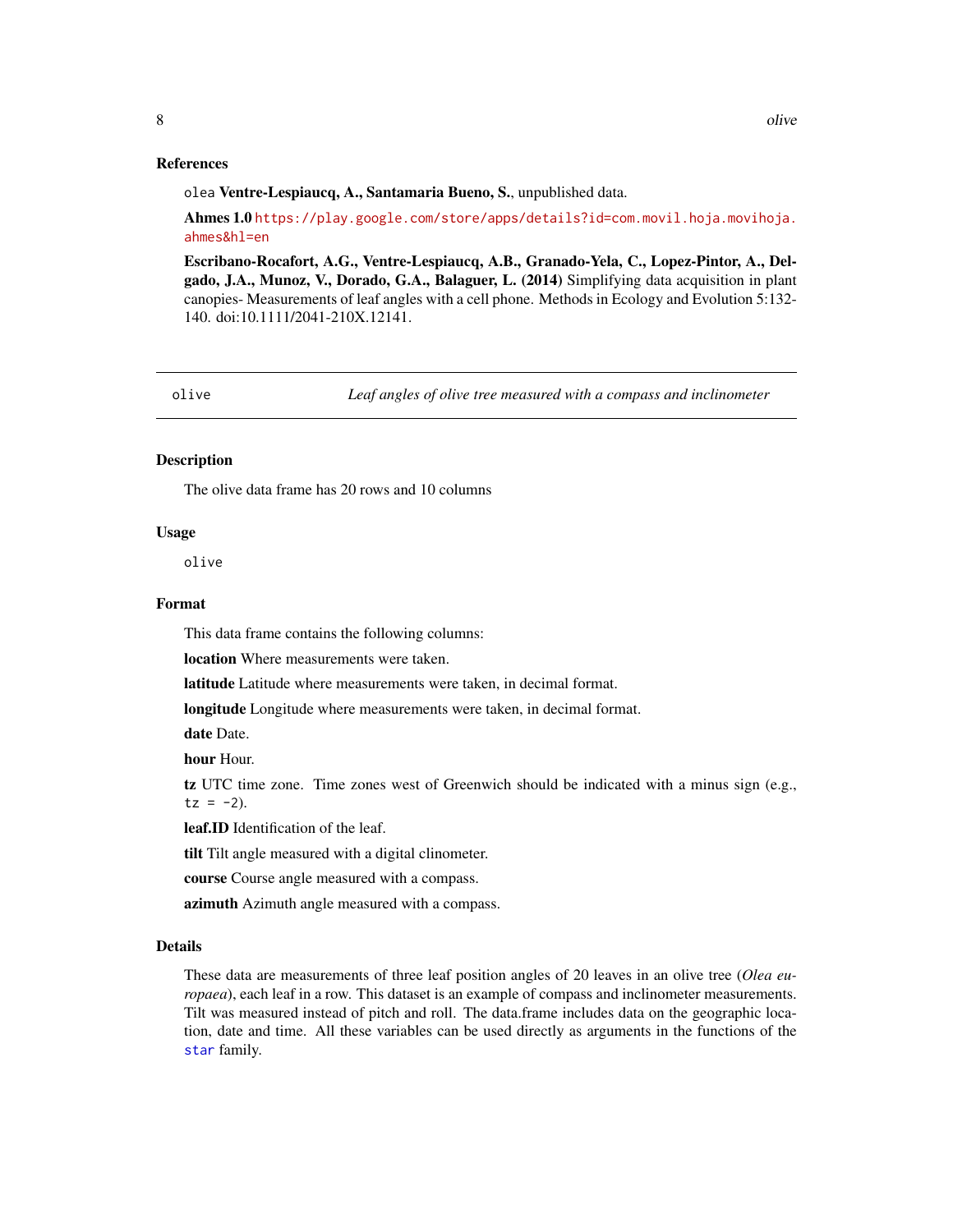### References

`olea` **Ventre-Lespiaucq, A., Santamaria Bueno, S.**, unpublished data.

**Ahmes 1.0** https://play.google.com/store/apps/details?id=com.movil.hoja.movihoja.ahmes&hl=en

**Escribano-Rocafort, A.G., Ventre-Lespiaucq, A.B., Granado-Yela, C., Lopez-Pintor, A., Delgado, J.A., Munoz, V., Dorado, G.A., Balaguer, L. (2014)** Simplifying data acquisition in plant canopies- Measurements of leaf angles with a cell phone. Methods in Ecology and Evolution 5:132-140. doi:10.1111/2041-210X.12141.

---

## olive — *Leaf angles of olive tree measured with a compass and inclinometer*

### Description

The olive data frame has 20 rows and 10 columns

### Usage

```
olive
```

### Format

This data frame contains the following columns:

**location** Where measurements were taken.

**latitude** Latitude where measurements were taken, in decimal format.

**longitude** Longitude where measurements were taken, in decimal format.

**date** Date.

**hour** Hour.

**tz** UTC time zone. Time zones west of Greenwich should be indicated with a minus sign (e.g., `tz = -2`).

**leaf.ID** Identification of the leaf.

**tilt** Tilt angle measured with a digital clinometer.

**course** Course angle measured with a compass.

**azimuth** Azimuth angle measured with a compass.

### Details

These data are measurements of three leaf position angles of 20 leaves in an olive tree (*Olea europaea*), each leaf in a row. This dataset is an example of compass and inclinometer measurements. Tilt was measured instead of pitch and roll. The data.frame includes data on the geographic location, date and time. All these variables can be used directly as arguments in the functions of the `star` family.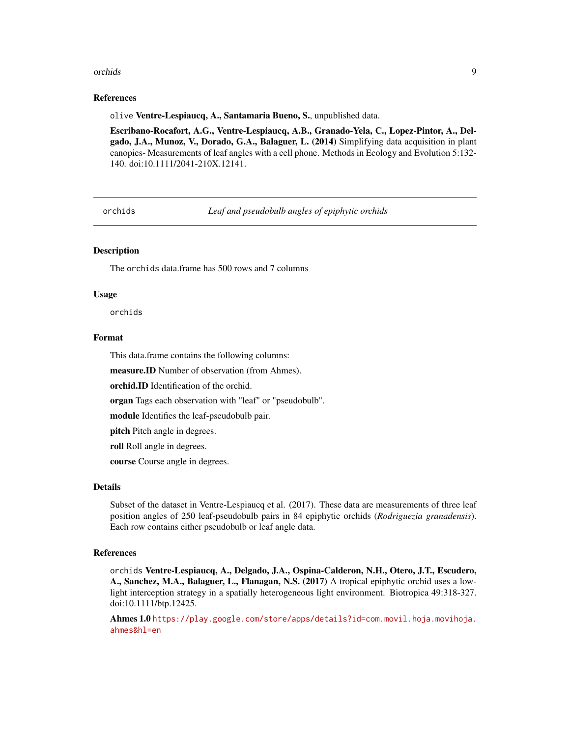## References

olive **Ventre-Lespiaucq, A., Santamaria Bueno, S.**, unpublished data.

**Escribano-Rocafort, A.G., Ventre-Lespiaucq, A.B., Granado-Yela, C., Lopez-Pintor, A., Delgado, J.A., Munoz, V., Dorado, G.A., Balaguer, L. (2014)** Simplifying data acquisition in plant canopies- Measurements of leaf angles with a cell phone. Methods in Ecology and Evolution 5:132-140. doi:10.1111/2041-210X.12141.

---

# orchids — *Leaf and pseudobulb angles of epiphytic orchids*

---

## Description

The orchids data.frame has 500 rows and 7 columns

## Usage

```
orchids
```

## Format

This data.frame contains the following columns:

**measure.ID** Number of observation (from Ahmes).

**orchid.ID** Identification of the orchid.

**organ** Tags each observation with "leaf" or "pseudobulb".

**module** Identifies the leaf-pseudobulb pair.

**pitch** Pitch angle in degrees.

**roll** Roll angle in degrees.

**course** Course angle in degrees.

## Details

Subset of the dataset in Ventre-Lespiaucq et al. (2017). These data are measurements of three leaf position angles of 250 leaf-pseudobulb pairs in 84 epiphytic orchids (*Rodriguezia granadensis*). Each row contains either pseudobulb or leaf angle data.

## References

orchids **Ventre-Lespiaucq, A., Delgado, J.A., Ospina-Calderon, N.H., Otero, J.T., Escudero, A., Sanchez, M.A., Balaguer, L., Flanagan, N.S. (2017)** A tropical epiphytic orchid uses a low-light interception strategy in a spatially heterogeneous light environment. Biotropica 49:318-327. doi:10.1111/btp.12425.

**Ahmes 1.0** https://play.google.com/store/apps/details?id=com.movil.hoja.movihoja.ahmes&hl=en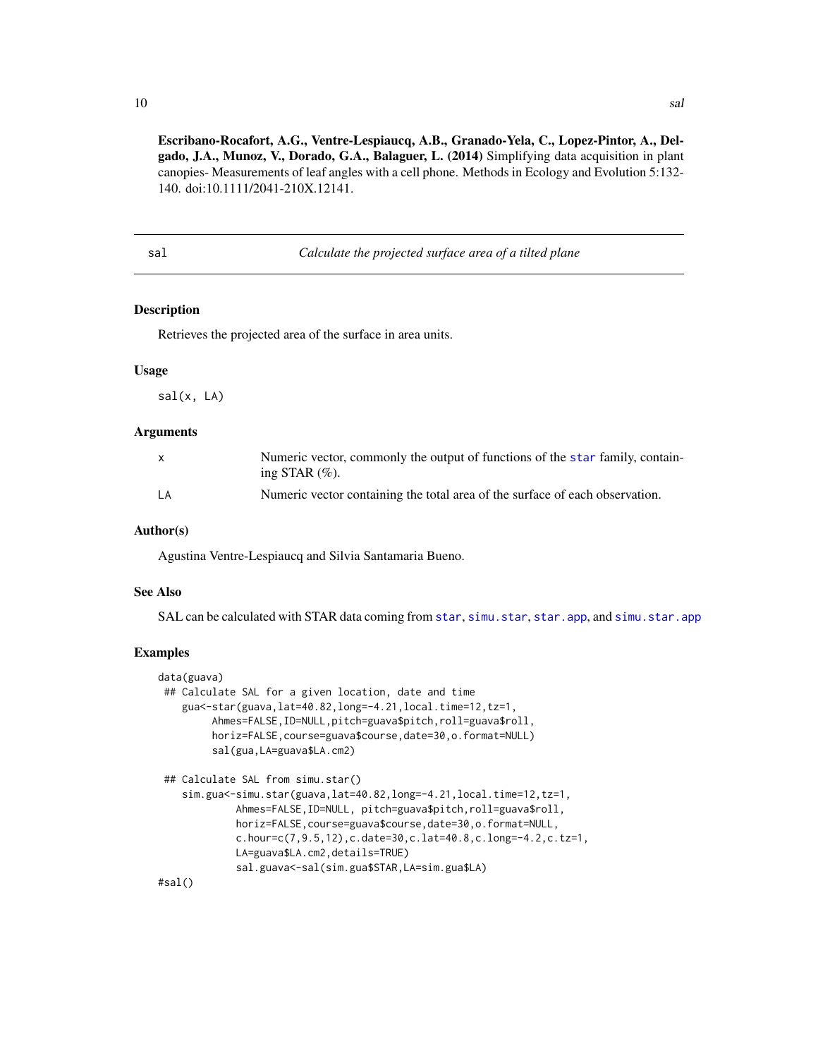**Escribano-Rocafort, A.G., Ventre-Lespiaucq, A.B., Granado-Yela, C., Lopez-Pintor, A., Delgado, J.A., Munoz, V., Dorado, G.A., Balaguer, L. (2014)** Simplifying data acquisition in plant canopies- Measurements of leaf angles with a cell phone. Methods in Ecology and Evolution 5:132-140. doi:10.1111/2041-210X.12141.

---

## sal — *Calculate the projected surface area of a tilted plane*

### Description

Retrieves the projected area of the surface in area units.

### Usage

```
sal(x, LA)
```

### Arguments

| | |
|---|---|
| x | Numeric vector, commonly the output of functions of the star family, containing STAR (%). |
| LA | Numeric vector containing the total area of the surface of each observation. |

### Author(s)

Agustina Ventre-Lespiaucq and Silvia Santamaria Bueno.

### See Also

SAL can be calculated with STAR data coming from star, simu.star, star.app, and simu.star.app

### Examples

```
data(guava)
 ## Calculate SAL for a given location, date and time
    gua<-star(guava,lat=40.82,long=-4.21,local.time=12,tz=1,
         Ahmes=FALSE,ID=NULL,pitch=guava$pitch,roll=guava$roll,
         horiz=FALSE,course=guava$course,date=30,o.format=NULL)
         sal(gua,LA=guava$LA.cm2)

 ## Calculate SAL from simu.star()
    sim.gua<-simu.star(guava,lat=40.82,long=-4.21,local.time=12,tz=1,
             Ahmes=FALSE,ID=NULL, pitch=guava$pitch,roll=guava$roll,
             horiz=FALSE,course=guava$course,date=30,o.format=NULL,
             c.hour=c(7,9.5,12),c.date=30,c.lat=40.8,c.long=-4.2,c.tz=1,
             LA=guava$LA.cm2,details=TRUE)
             sal.guava<-sal(sim.gua$STAR,LA=sim.gua$LA)
#sal()
```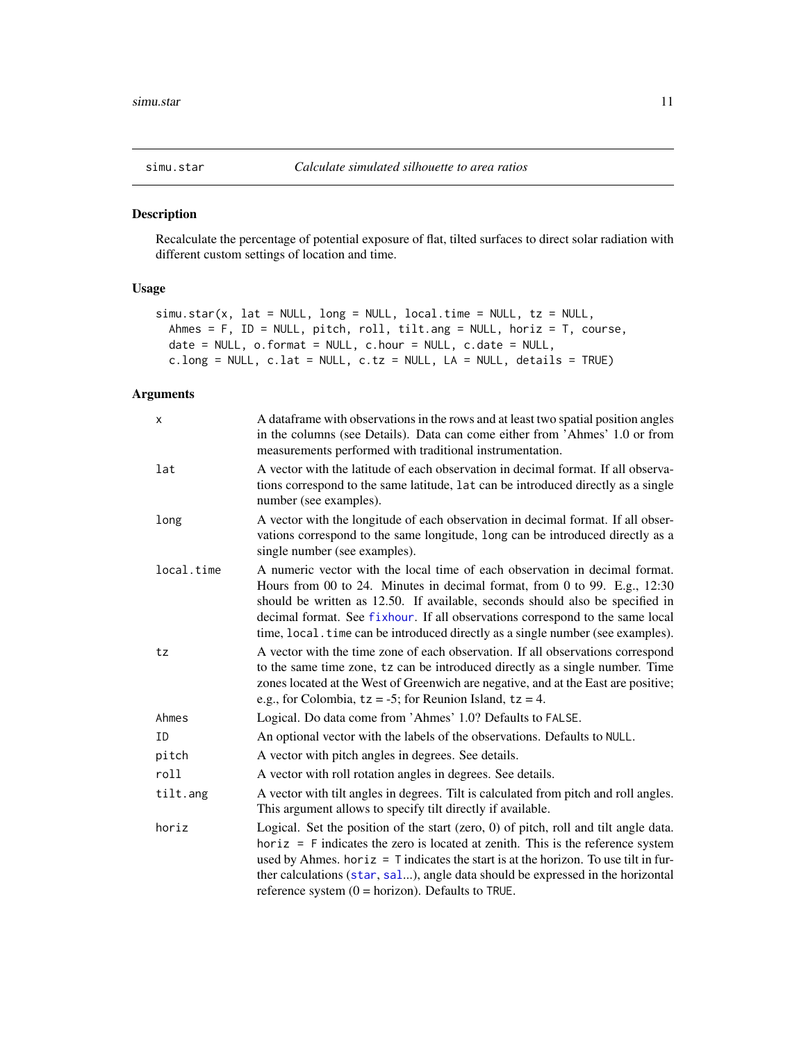## simu.star *Calculate simulated silhouette to area ratios*

### Description

Recalculate the percentage of potential exposure of flat, tilted surfaces to direct solar radiation with different custom settings of location and time.

### Usage

```
simu.star(x, lat = NULL, long = NULL, local.time = NULL, tz = NULL,
  Ahmes = F, ID = NULL, pitch, roll, tilt.ang = NULL, horiz = T, course,
  date = NULL, o.format = NULL, c.hour = NULL, c.date = NULL,
  c.long = NULL, c.lat = NULL, c.tz = NULL, LA = NULL, details = TRUE)
```

### Arguments

| | |
|---|---|
| `x` | A dataframe with observations in the rows and at least two spatial position angles in the columns (see Details). Data can come either from 'Ahmes' 1.0 or from measurements performed with traditional instrumentation. |
| `lat` | A vector with the latitude of each observation in decimal format. If all observations correspond to the same latitude, `lat` can be introduced directly as a single number (see examples). |
| `long` | A vector with the longitude of each observation in decimal format. If all observations correspond to the same longitude, `long` can be introduced directly as a single number (see examples). |
| `local.time` | A numeric vector with the local time of each observation in decimal format. Hours from 00 to 24. Minutes in decimal format, from 0 to 99. E.g., 12:30 should be written as 12.50. If available, seconds should also be specified in decimal format. See `fixhour`. If all observations correspond to the same local time, `local.time` can be introduced directly as a single number (see examples). |
| `tz` | A vector with the time zone of each observation. If all observations correspond to the same time zone, `tz` can be introduced directly as a single number. Time zones located at the West of Greenwich are negative, and at the East are positive; e.g., for Colombia, `tz` = -5; for Reunion Island, `tz` = 4. |
| `Ahmes` | Logical. Do data come from 'Ahmes' 1.0? Defaults to `FALSE`. |
| `ID` | An optional vector with the labels of the observations. Defaults to `NULL`. |
| `pitch` | A vector with pitch angles in degrees. See details. |
| `roll` | A vector with roll rotation angles in degrees. See details. |
| `tilt.ang` | A vector with tilt angles in degrees. Tilt is calculated from pitch and roll angles. This argument allows to specify tilt directly if available. |
| `horiz` | Logical. Set the position of the start (zero, 0) of pitch, roll and tilt angle data. `horiz = F` indicates the zero is located at zenith. This is the reference system used by Ahmes. `horiz = T` indicates the start is at the horizon. To use tilt in further calculations (`star`, `sal`...), angle data should be expressed in the horizontal reference system (0 = horizon). Defaults to `TRUE`. |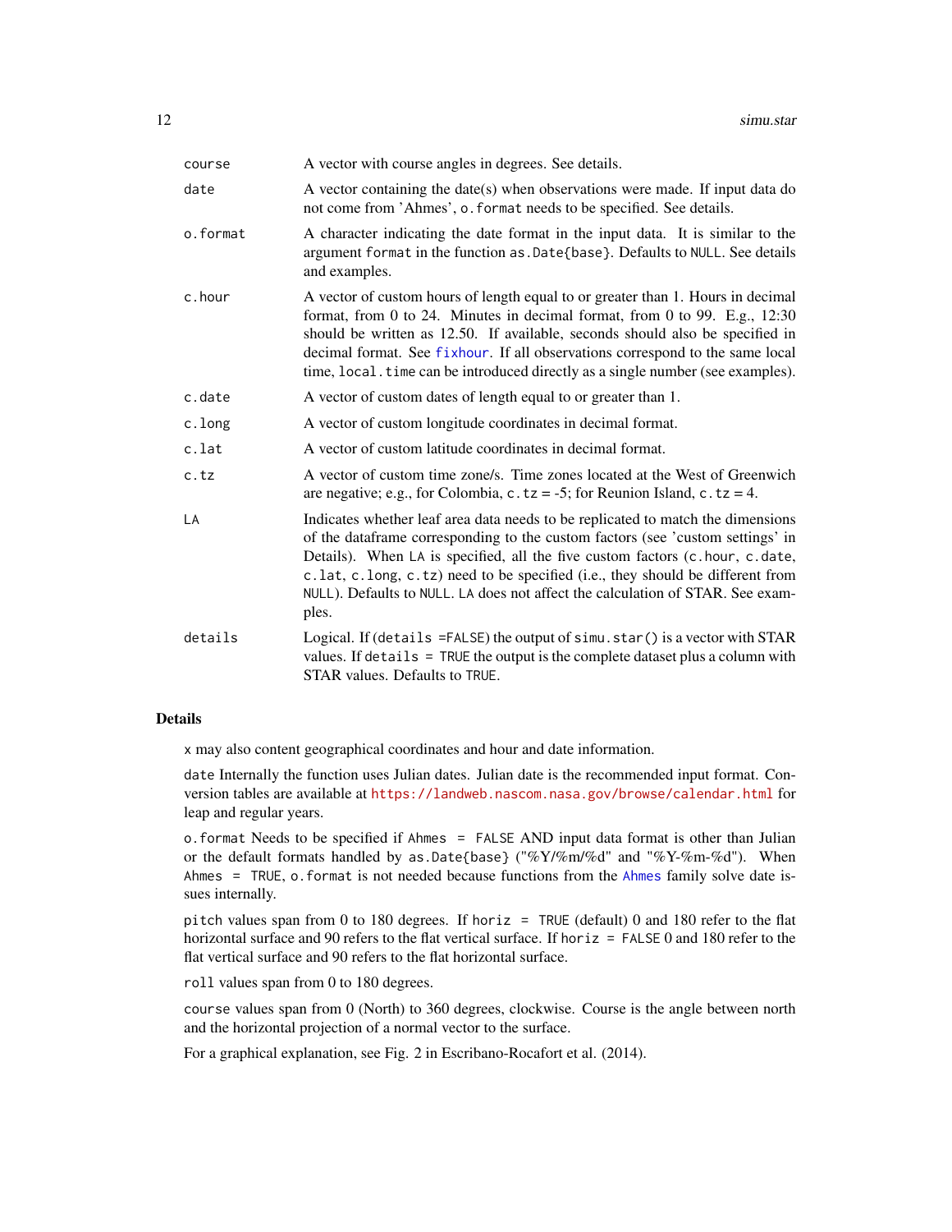| | |
|---|---|
| `course` | A vector with course angles in degrees. See details. |
| `date` | A vector containing the date(s) when observations were made. If input data do not come from 'Ahmes', `o.format` needs to be specified. See details. |
| `o.format` | A character indicating the date format in the input data. It is similar to the argument `format` in the function `as.Date{base}`. Defaults to `NULL`. See details and examples. |
| `c.hour` | A vector of custom hours of length equal to or greater than 1. Hours in decimal format, from 0 to 24. Minutes in decimal format, from 0 to 99. E.g., 12:30 should be written as 12.50. If available, seconds should also be specified in decimal format. See `fixhour`. If all observations correspond to the same local time, `local.time` can be introduced directly as a single number (see examples). |
| `c.date` | A vector of custom dates of length equal to or greater than 1. |
| `c.long` | A vector of custom longitude coordinates in decimal format. |
| `c.lat` | A vector of custom latitude coordinates in decimal format. |
| `c.tz` | A vector of custom time zone/s. Time zones located at the West of Greenwich are negative; e.g., for Colombia, `c.tz` = -5; for Reunion Island, `c.tz` = 4. |
| `LA` | Indicates whether leaf area data needs to be replicated to match the dimensions of the dataframe corresponding to the custom factors (see 'custom settings' in Details). When `LA` is specified, all the five custom factors (`c.hour`, `c.date`, `c.lat`, `c.long`, `c.tz`) need to be specified (i.e., they should be different from `NULL`). Defaults to `NULL`. `LA` does not affect the calculation of STAR. See examples. |
| `details` | Logical. If (`details =FALSE`) the output of `simu.star()` is a vector with STAR values. If `details = TRUE` the output is the complete dataset plus a column with STAR values. Defaults to `TRUE`. |

## Details

`x` may also content geographical coordinates and hour and date information.

`date` Internally the function uses Julian dates. Julian date is the recommended input format. Conversion tables are available at https://landweb.nascom.nasa.gov/browse/calendar.html for leap and regular years.

`o.format` Needs to be specified if `Ahmes = FALSE` AND input data format is other than Julian or the default formats handled by `as.Date{base}` ("%Y/%m/%d" and "%Y-%m-%d"). When `Ahmes = TRUE`, `o.format` is not needed because functions from the `Ahmes` family solve date issues internally.

`pitch` values span from 0 to 180 degrees. If `horiz = TRUE` (default) 0 and 180 refer to the flat horizontal surface and 90 refers to the flat vertical surface. If `horiz = FALSE` 0 and 180 refer to the flat vertical surface and 90 refers to the flat horizontal surface.

`roll` values span from 0 to 180 degrees.

`course` values span from 0 (North) to 360 degrees, clockwise. Course is the angle between north and the horizontal projection of a normal vector to the surface.

For a graphical explanation, see Fig. 2 in Escribano-Rocafort et al. (2014).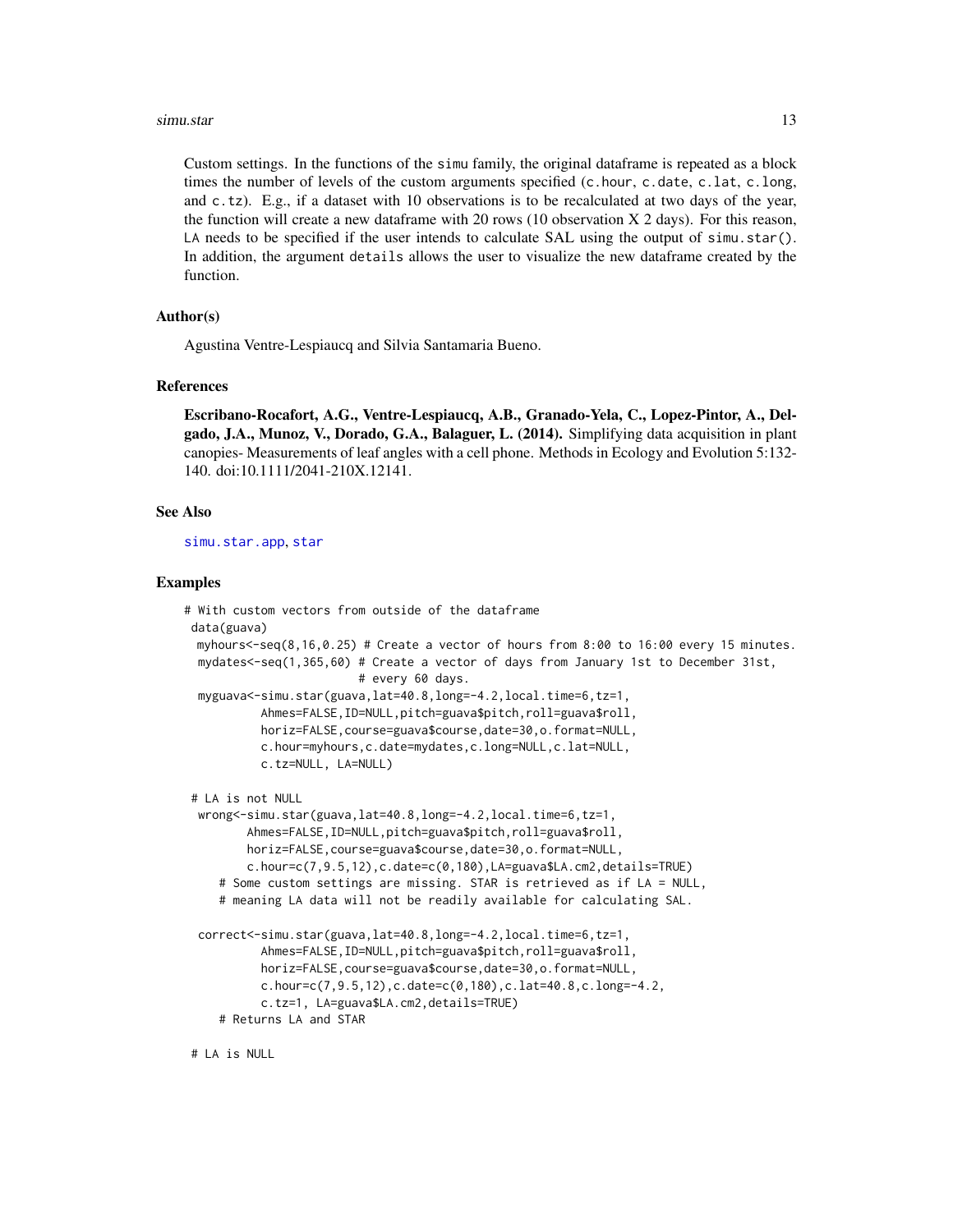Custom settings. In the functions of the `simu` family, the original dataframe is repeated as a block times the number of levels of the custom arguments specified (`c.hour`, `c.date`, `c.lat`, `c.long`, and `c.tz`). E.g., if a dataset with 10 observations is to be recalculated at two days of the year, the function will create a new dataframe with 20 rows (10 observation X 2 days). For this reason, `LA` needs to be specified if the user intends to calculate SAL using the output of `simu.star()`. In addition, the argument `details` allows the user to visualize the new dataframe created by the function.

### Author(s)

Agustina Ventre-Lespiaucq and Silvia Santamaria Bueno.

### References

**Escribano-Rocafort, A.G., Ventre-Lespiaucq, A.B., Granado-Yela, C., Lopez-Pintor, A., Delgado, J.A., Munoz, V., Dorado, G.A., Balaguer, L. (2014).** Simplifying data acquisition in plant canopies- Measurements of leaf angles with a cell phone. Methods in Ecology and Evolution 5:132-140. doi:10.1111/2041-210X.12141.

### See Also

simu.star.app, star

### Examples

```
# With custom vectors from outside of the dataframe
 data(guava)
  myhours<-seq(8,16,0.25) # Create a vector of hours from 8:00 to 16:00 every 15 minutes.
  mydates<-seq(1,365,60) # Create a vector of days from January 1st to December 31st,
                         # every 60 days.
  myguava<-simu.star(guava,lat=40.8,long=-4.2,local.time=6,tz=1,
           Ahmes=FALSE,ID=NULL,pitch=guava$pitch,roll=guava$roll,
           horiz=FALSE,course=guava$course,date=30,o.format=NULL,
           c.hour=myhours,c.date=mydates,c.long=NULL,c.lat=NULL,
           c.tz=NULL, LA=NULL)

 # LA is not NULL
  wrong<-simu.star(guava,lat=40.8,long=-4.2,local.time=6,tz=1,
         Ahmes=FALSE,ID=NULL,pitch=guava$pitch,roll=guava$roll,
         horiz=FALSE,course=guava$course,date=30,o.format=NULL,
         c.hour=c(7,9.5,12),c.date=c(0,180),LA=guava$LA.cm2,details=TRUE)
     # Some custom settings are missing. STAR is retrieved as if LA = NULL,
     # meaning LA data will not be readily available for calculating SAL.

  correct<-simu.star(guava,lat=40.8,long=-4.2,local.time=6,tz=1,
           Ahmes=FALSE,ID=NULL,pitch=guava$pitch,roll=guava$roll,
           horiz=FALSE,course=guava$course,date=30,o.format=NULL,
           c.hour=c(7,9.5,12),c.date=c(0,180),c.lat=40.8,c.long=-4.2,
           c.tz=1, LA=guava$LA.cm2,details=TRUE)
     # Returns LA and STAR

 # LA is NULL
```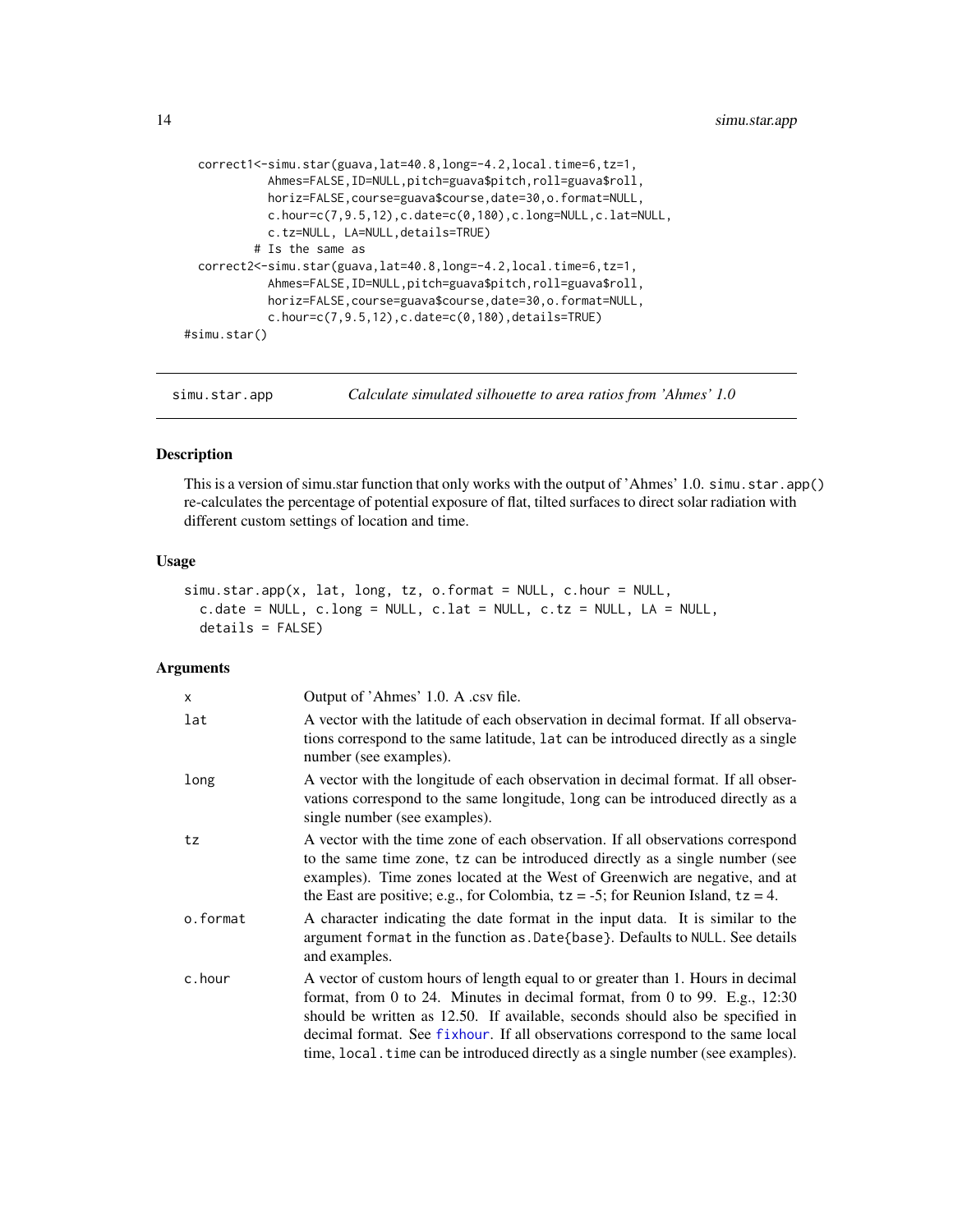```
correct1<-simu.star(guava,lat=40.8,long=-4.2,local.time=6,tz=1,
          Ahmes=FALSE,ID=NULL,pitch=guava$pitch,roll=guava$roll,
          horiz=FALSE,course=guava$course,date=30,o.format=NULL,
          c.hour=c(7,9.5,12),c.date=c(0,180),c.long=NULL,c.lat=NULL,
          c.tz=NULL, LA=NULL,details=TRUE)
        # Is the same as
correct2<-simu.star(guava,lat=40.8,long=-4.2,local.time=6,tz=1,
          Ahmes=FALSE,ID=NULL,pitch=guava$pitch,roll=guava$roll,
          horiz=FALSE,course=guava$course,date=30,o.format=NULL,
          c.hour=c(7,9.5,12),c.date=c(0,180),details=TRUE)
#simu.star()
```

## simu.star.app — *Calculate simulated silhouette to area ratios from 'Ahmes' 1.0*

### Description

This is a version of simu.star function that only works with the output of 'Ahmes' 1.0. `simu.star.app()` re-calculates the percentage of potential exposure of flat, tilted surfaces to direct solar radiation with different custom settings of location and time.

### Usage

```
simu.star.app(x, lat, long, tz, o.format = NULL, c.hour = NULL,
  c.date = NULL, c.long = NULL, c.lat = NULL, c.tz = NULL, LA = NULL,
  details = FALSE)
```

### Arguments

| Argument | Description |
|---|---|
| `x` | Output of 'Ahmes' 1.0. A .csv file. |
| `lat` | A vector with the latitude of each observation in decimal format. If all observations correspond to the same latitude, `lat` can be introduced directly as a single number (see examples). |
| `long` | A vector with the longitude of each observation in decimal format. If all observations correspond to the same longitude, `long` can be introduced directly as a single number (see examples). |
| `tz` | A vector with the time zone of each observation. If all observations correspond to the same time zone, `tz` can be introduced directly as a single number (see examples). Time zones located at the West of Greenwich are negative, and at the East are positive; e.g., for Colombia, `tz` = -5; for Reunion Island, `tz` = 4. |
| `o.format` | A character indicating the date format in the input data. It is similar to the argument `format` in the function `as.Date{base}`. Defaults to `NULL`. See details and examples. |
| `c.hour` | A vector of custom hours of length equal to or greater than 1. Hours in decimal format, from 0 to 24. Minutes in decimal format, from 0 to 99. E.g., 12:30 should be written as 12.50. If available, seconds should also be specified in decimal format. See `fixhour`. If all observations correspond to the same local time, `local.time` can be introduced directly as a single number (see examples). |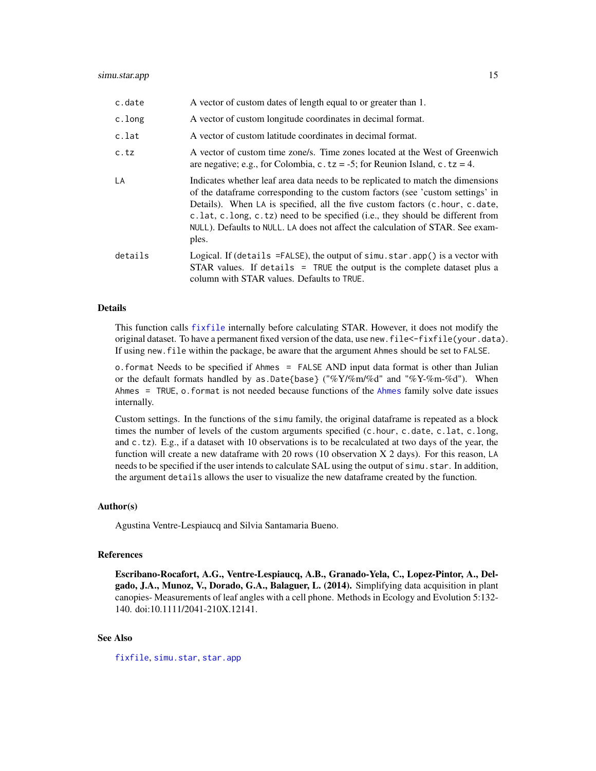| | |
|---|---|
| `c.date` | A vector of custom dates of length equal to or greater than 1. |
| `c.long` | A vector of custom longitude coordinates in decimal format. |
| `c.lat` | A vector of custom latitude coordinates in decimal format. |
| `c.tz` | A vector of custom time zone/s. Time zones located at the West of Greenwich are negative; e.g., for Colombia, `c.tz` = -5; for Reunion Island, `c.tz` = 4. |
| `LA` | Indicates whether leaf area data needs to be replicated to match the dimensions of the dataframe corresponding to the custom factors (see 'custom settings' in Details). When `LA` is specified, all the five custom factors (`c.hour`, `c.date`, `c.lat`, `c.long`, `c.tz`) need to be specified (i.e., they should be different from `NULL`). Defaults to `NULL`. `LA` does not affect the calculation of STAR. See examples. |
| `details` | Logical. If (`details =FALSE`), the output of `simu.star.app()` is a vector with STAR values. If `details = TRUE` the output is the complete dataset plus a column with STAR values. Defaults to `TRUE`. |

## Details

This function calls `fixfile` internally before calculating STAR. However, it does not modify the original dataset. To have a permanent fixed version of the data, use `new.file<-fixfile(your.data)`. If using `new.file` within the package, be aware that the argument `Ahmes` should be set to `FALSE`.

`o.format` Needs to be specified if `Ahmes = FALSE` AND input data format is other than Julian or the default formats handled by `as.Date{base}` ("%Y/%m/%d" and "%Y-%m-%d"). When `Ahmes = TRUE`, `o.format` is not needed because functions of the `Ahmes` family solve date issues internally.

Custom settings. In the functions of the `simu` family, the original dataframe is repeated as a block times the number of levels of the custom arguments specified (`c.hour`, `c.date`, `c.lat`, `c.long`, and `c.tz`). E.g., if a dataset with 10 observations is to be recalculated at two days of the year, the function will create a new dataframe with 20 rows (10 observation X 2 days). For this reason, `LA` needs to be specified if the user intends to calculate SAL using the output of `simu.star`. In addition, the argument `details` allows the user to visualize the new dataframe created by the function.

## Author(s)

Agustina Ventre-Lespiaucq and Silvia Santamaria Bueno.

## References

**Escribano-Rocafort, A.G., Ventre-Lespiaucq, A.B., Granado-Yela, C., Lopez-Pintor, A., Delgado, J.A., Munoz, V., Dorado, G.A., Balaguer, L. (2014).** Simplifying data acquisition in plant canopies- Measurements of leaf angles with a cell phone. Methods in Ecology and Evolution 5:132-140. doi:10.1111/2041-210X.12141.

## See Also

`fixfile`, `simu.star`, `star.app`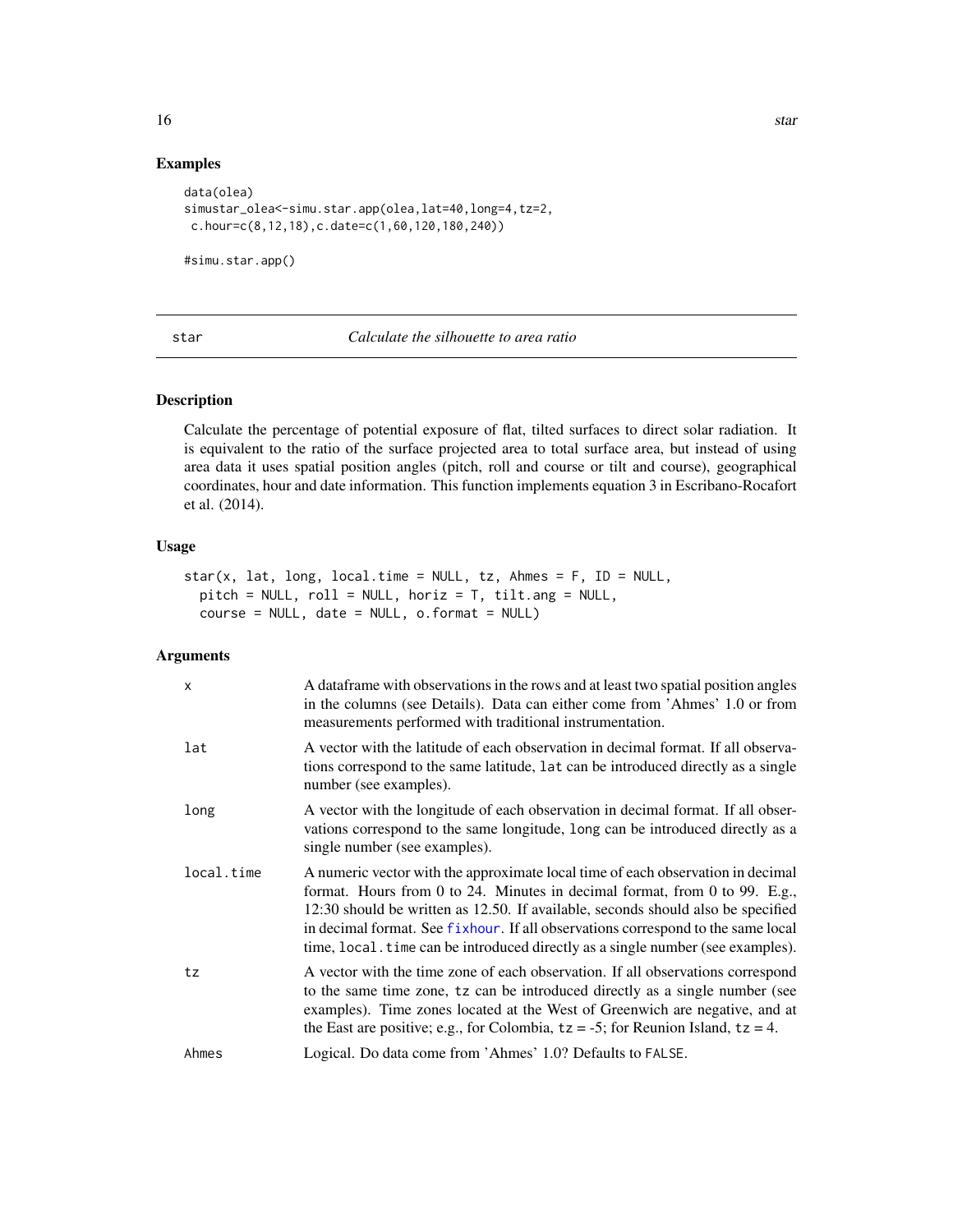## Examples

```
data(olea)
simustar_olea<-simu.star.app(olea,lat=40,long=4,tz=2,
 c.hour=c(8,12,18),c.date=c(1,60,120,180,240))

#simu.star.app()
```

---

## star — *Calculate the silhouette to area ratio*

### Description

Calculate the percentage of potential exposure of flat, tilted surfaces to direct solar radiation. It is equivalent to the ratio of the surface projected area to total surface area, but instead of using area data it uses spatial position angles (pitch, roll and course or tilt and course), geographical coordinates, hour and date information. This function implements equation 3 in Escribano-Rocafort et al. (2014).

### Usage

```
star(x, lat, long, local.time = NULL, tz, Ahmes = F, ID = NULL,
  pitch = NULL, roll = NULL, horiz = T, tilt.ang = NULL,
  course = NULL, date = NULL, o.format = NULL)
```

### Arguments

| | |
|---|---|
| `x` | A dataframe with observations in the rows and at least two spatial position angles in the columns (see Details). Data can either come from 'Ahmes' 1.0 or from measurements performed with traditional instrumentation. |
| `lat` | A vector with the latitude of each observation in decimal format. If all observations correspond to the same latitude, `lat` can be introduced directly as a single number (see examples). |
| `long` | A vector with the longitude of each observation in decimal format. If all observations correspond to the same longitude, `long` can be introduced directly as a single number (see examples). |
| `local.time` | A numeric vector with the approximate local time of each observation in decimal format. Hours from 0 to 24. Minutes in decimal format, from 0 to 99. E.g., 12:30 should be written as 12.50. If available, seconds should also be specified in decimal format. See `fixhour`. If all observations correspond to the same local time, `local.time` can be introduced directly as a single number (see examples). |
| `tz` | A vector with the time zone of each observation. If all observations correspond to the same time zone, `tz` can be introduced directly as a single number (see examples). Time zones located at the West of Greenwich are negative, and at the East are positive; e.g., for Colombia, `tz = -5`; for Reunion Island, `tz = 4`. |
| `Ahmes` | Logical. Do data come from 'Ahmes' 1.0? Defaults to `FALSE`. |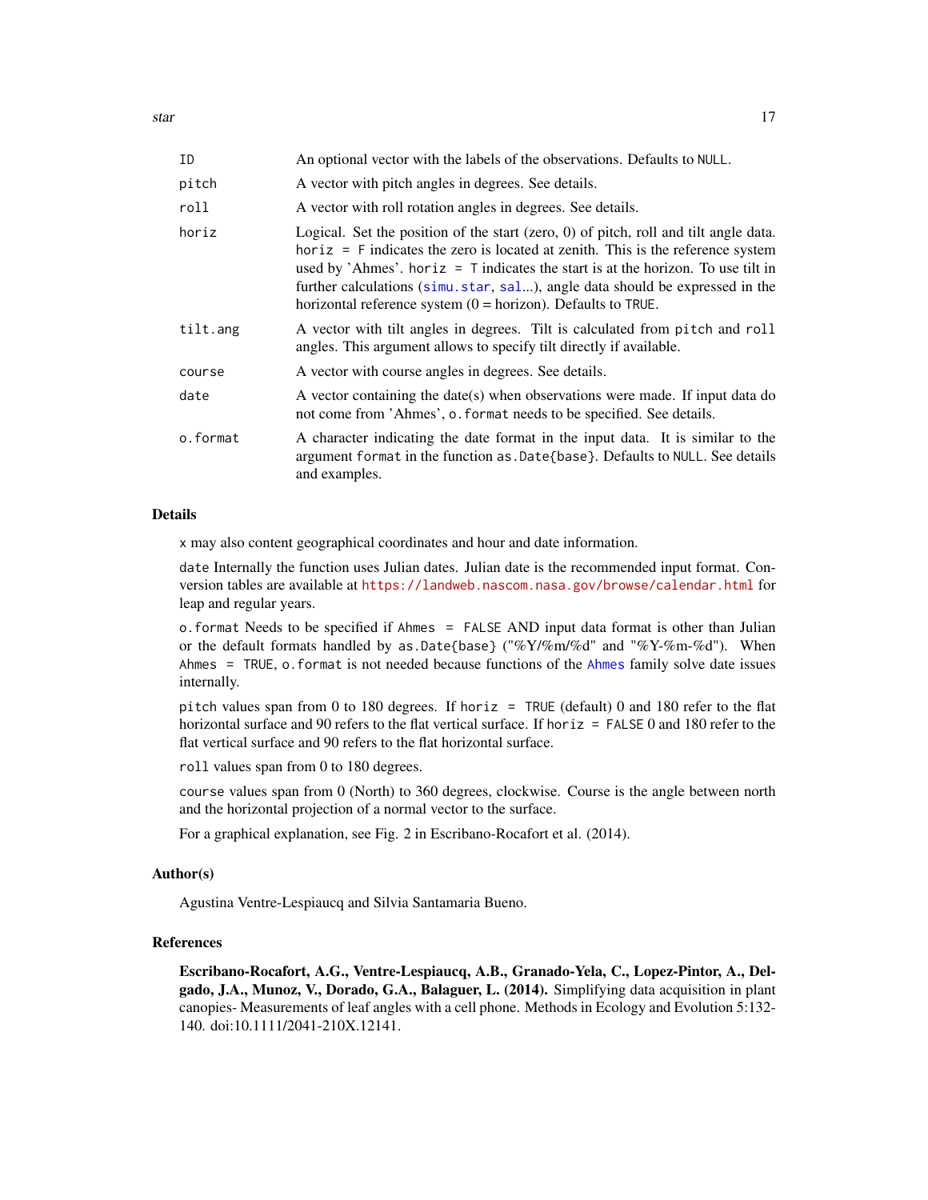| | |
|---|---|
| `ID` | An optional vector with the labels of the observations. Defaults to `NULL`. |
| `pitch` | A vector with pitch angles in degrees. See details. |
| `roll` | A vector with roll rotation angles in degrees. See details. |
| `horiz` | Logical. Set the position of the start (zero, 0) of pitch, roll and tilt angle data. `horiz = F` indicates the zero is located at zenith. This is the reference system used by 'Ahmes'. `horiz = T` indicates the start is at the horizon. To use tilt in further calculations (`simu.star`, `sal`...), angle data should be expressed in the horizontal reference system (0 = horizon). Defaults to `TRUE`. |
| `tilt.ang` | A vector with tilt angles in degrees. Tilt is calculated from `pitch` and `roll` angles. This argument allows to specify tilt directly if available. |
| `course` | A vector with course angles in degrees. See details. |
| `date` | A vector containing the date(s) when observations were made. If input data do not come from 'Ahmes', `o.format` needs to be specified. See details. |
| `o.format` | A character indicating the date format in the input data. It is similar to the argument `format` in the function `as.Date{base}`. Defaults to `NULL`. See details and examples. |

## Details

`x` may also content geographical coordinates and hour and date information.

`date` Internally the function uses Julian dates. Julian date is the recommended input format. Conversion tables are available at https://landweb.nascom.nasa.gov/browse/calendar.html for leap and regular years.

`o.format` Needs to be specified if `Ahmes = FALSE` AND input data format is other than Julian or the default formats handled by `as.Date{base}` ("%Y/%m/%d" and "%Y-%m-%d"). When `Ahmes = TRUE`, `o.format` is not needed because functions of the `Ahmes` family solve date issues internally.

`pitch` values span from 0 to 180 degrees. If `horiz = TRUE` (default) 0 and 180 refer to the flat horizontal surface and 90 refers to the flat vertical surface. If `horiz = FALSE` 0 and 180 refer to the flat vertical surface and 90 refers to the flat horizontal surface.

`roll` values span from 0 to 180 degrees.

`course` values span from 0 (North) to 360 degrees, clockwise. Course is the angle between north and the horizontal projection of a normal vector to the surface.

For a graphical explanation, see Fig. 2 in Escribano-Rocafort et al. (2014).

## Author(s)

Agustina Ventre-Lespiaucq and Silvia Santamaria Bueno.

## References

**Escribano-Rocafort, A.G., Ventre-Lespiaucq, A.B., Granado-Yela, C., Lopez-Pintor, A., Delgado, J.A., Munoz, V., Dorado, G.A., Balaguer, L. (2014).** Simplifying data acquisition in plant canopies- Measurements of leaf angles with a cell phone. Methods in Ecology and Evolution 5:132-140. doi:10.1111/2041-210X.12141.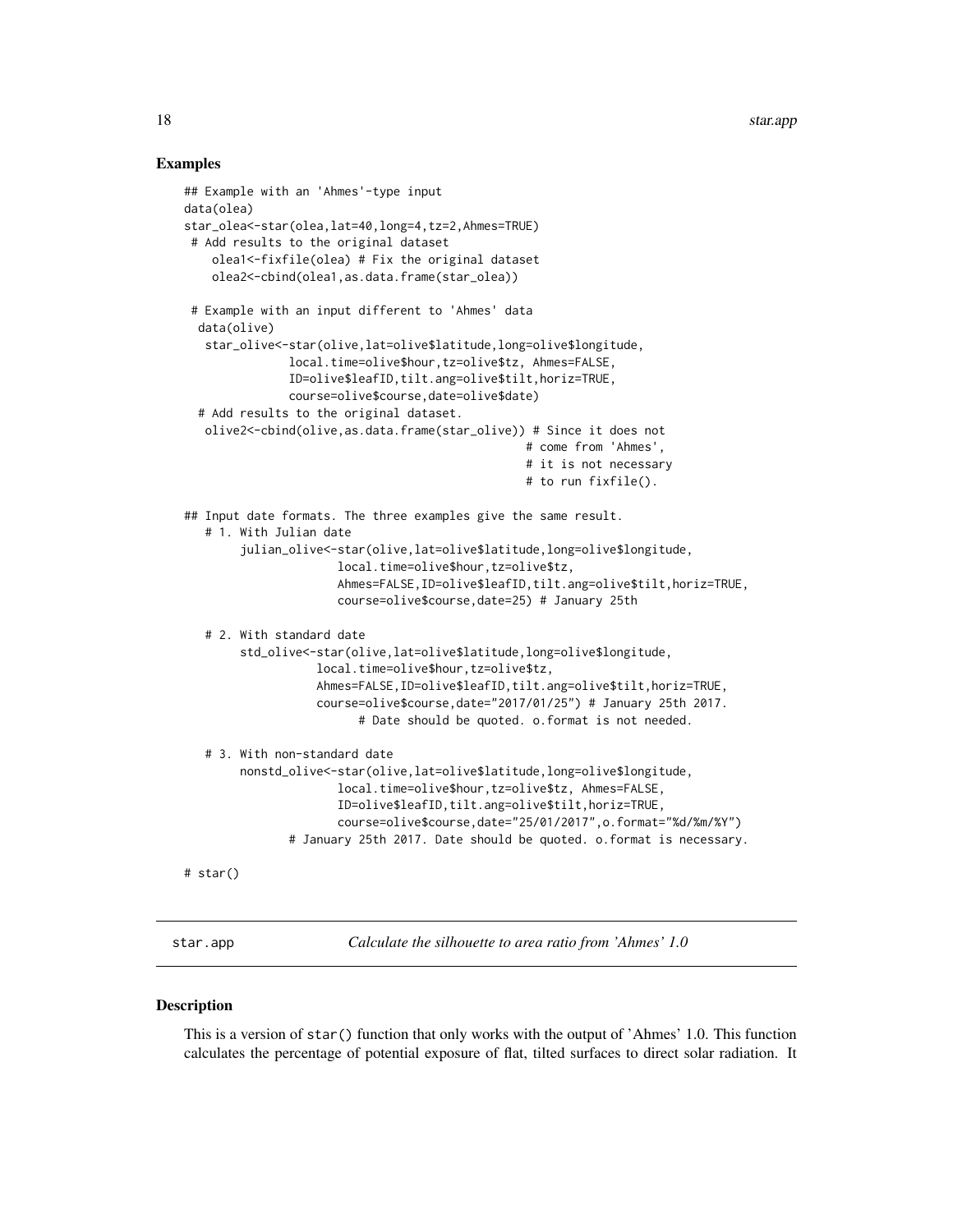### Examples

```
## Example with an 'Ahmes'-type input
data(olea)
star_olea<-star(olea,lat=40,long=4,tz=2,Ahmes=TRUE)
 # Add results to the original dataset
    olea1<-fixfile(olea) # Fix the original dataset
    olea2<-cbind(olea1,as.data.frame(star_olea))

 # Example with an input different to 'Ahmes' data
  data(olive)
   star_olive<-star(olive,lat=olive$latitude,long=olive$longitude,
               local.time=olive$hour,tz=olive$tz, Ahmes=FALSE,
               ID=olive$leafID,tilt.ang=olive$tilt,horiz=TRUE,
               course=olive$course,date=olive$date)
  # Add results to the original dataset.
   olive2<-cbind(olive,as.data.frame(star_olive)) # Since it does not
                                                # come from 'Ahmes',
                                                # it is not necessary
                                                # to run fixfile().

## Input date formats. The three examples give the same result.
   # 1. With Julian date
        julian_olive<-star(olive,lat=olive$latitude,long=olive$longitude,
                      local.time=olive$hour,tz=olive$tz,
                      Ahmes=FALSE,ID=olive$leafID,tilt.ang=olive$tilt,horiz=TRUE,
                      course=olive$course,date=25) # January 25th

   # 2. With standard date
        std_olive<-star(olive,lat=olive$latitude,long=olive$longitude,
                   local.time=olive$hour,tz=olive$tz,
                   Ahmes=FALSE,ID=olive$leafID,tilt.ang=olive$tilt,horiz=TRUE,
                   course=olive$course,date="2017/01/25") # January 25th 2017.
                         # Date should be quoted. o.format is not needed.

   # 3. With non-standard date
        nonstd_olive<-star(olive,lat=olive$latitude,long=olive$longitude,
                      local.time=olive$hour,tz=olive$tz, Ahmes=FALSE,
                      ID=olive$leafID,tilt.ang=olive$tilt,horiz=TRUE,
                      course=olive$course,date="25/01/2017",o.format="%d/%m/%Y")
               # January 25th 2017. Date should be quoted. o.format is necessary.

# star()
```

---

## star.app — *Calculate the silhouette to area ratio from 'Ahmes' 1.0*

---

### Description

This is a version of `star()` function that only works with the output of 'Ahmes' 1.0. This function calculates the percentage of potential exposure of flat, tilted surfaces to direct solar radiation. It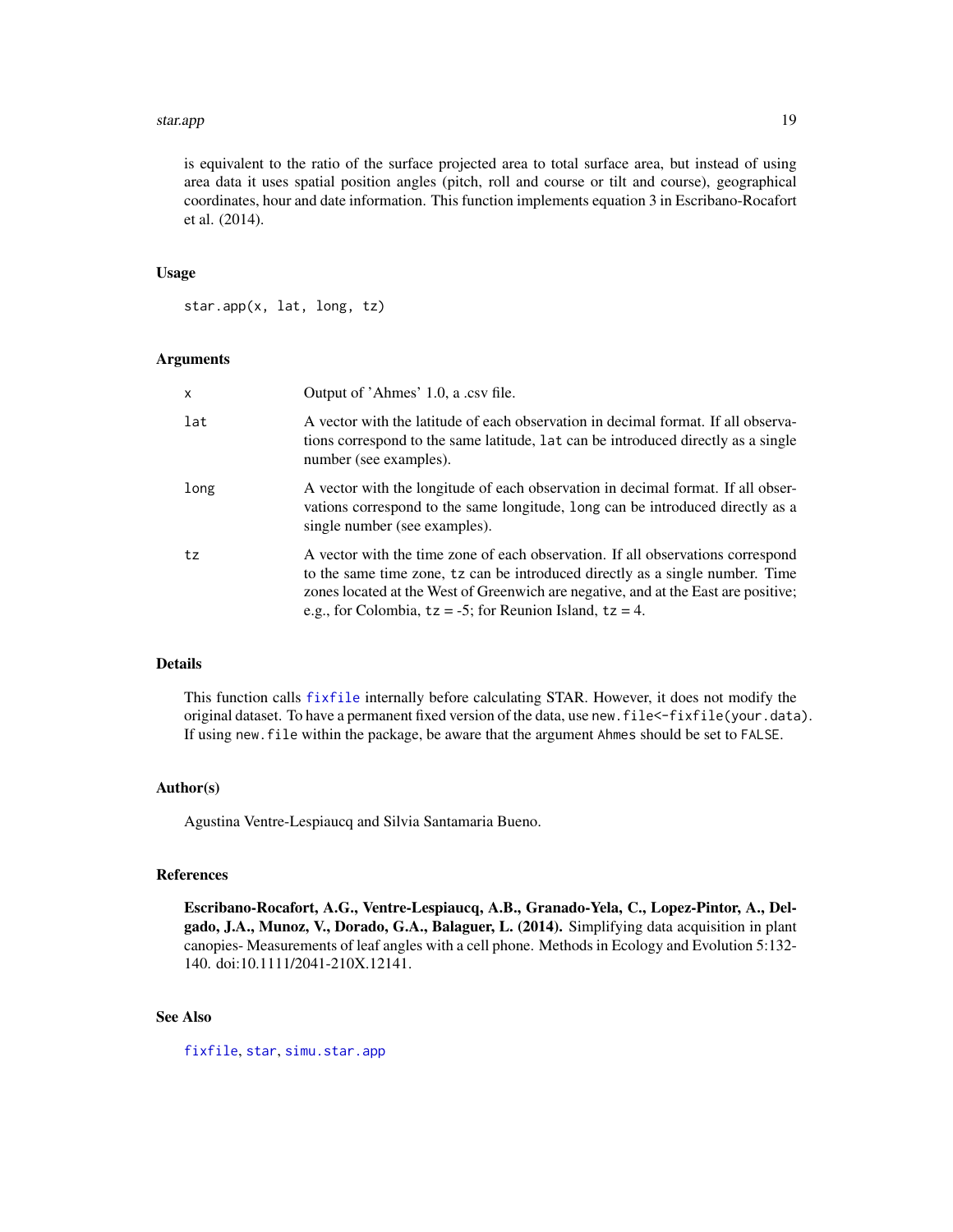is equivalent to the ratio of the surface projected area to total surface area, but instead of using area data it uses spatial position angles (pitch, roll and course or tilt and course), geographical coordinates, hour and date information. This function implements equation 3 in Escribano-Rocafort et al. (2014).

### Usage

```
star.app(x, lat, long, tz)
```

### Arguments

| | |
|---|---|
| `x` | Output of 'Ahmes' 1.0, a .csv file. |
| `lat` | A vector with the latitude of each observation in decimal format. If all observations correspond to the same latitude, `lat` can be introduced directly as a single number (see examples). |
| `long` | A vector with the longitude of each observation in decimal format. If all observations correspond to the same longitude, `long` can be introduced directly as a single number (see examples). |
| `tz` | A vector with the time zone of each observation. If all observations correspond to the same time zone, `tz` can be introduced directly as a single number. Time zones located at the West of Greenwich are negative, and at the East are positive; e.g., for Colombia, `tz` = -5; for Reunion Island, `tz` = 4. |

### Details

This function calls `fixfile` internally before calculating STAR. However, it does not modify the original dataset. To have a permanent fixed version of the data, use `new.file<-fixfile(your.data)`. If using `new.file` within the package, be aware that the argument `Ahmes` should be set to `FALSE`.

### Author(s)

Agustina Ventre-Lespiaucq and Silvia Santamaria Bueno.

### References

**Escribano-Rocafort, A.G., Ventre-Lespiaucq, A.B., Granado-Yela, C., Lopez-Pintor, A., Delgado, J.A., Munoz, V., Dorado, G.A., Balaguer, L. (2014).** Simplifying data acquisition in plant canopies- Measurements of leaf angles with a cell phone. Methods in Ecology and Evolution 5:132-140. doi:10.1111/2041-210X.12141.

### See Also

`fixfile`, `star`, `simu.star.app`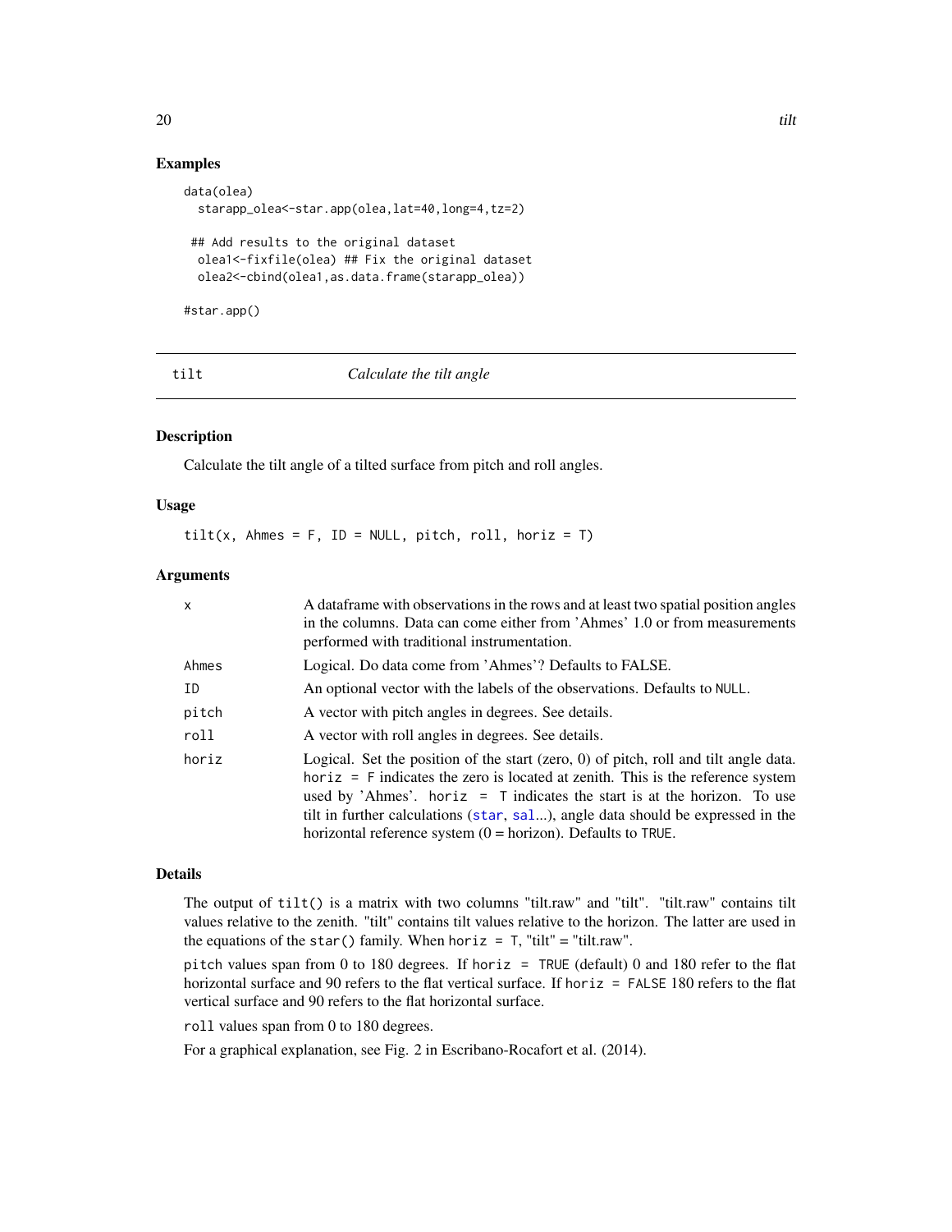## Examples

```
data(olea)
  starapp_olea<-star.app(olea,lat=40,long=4,tz=2)

 ## Add results to the original dataset
  olea1<-fixfile(olea) ## Fix the original dataset
  olea2<-cbind(olea1,as.data.frame(starapp_olea))

#star.app()
```

---

# tilt — *Calculate the tilt angle*

## Description

Calculate the tilt angle of a tilted surface from pitch and roll angles.

## Usage

```
tilt(x, Ahmes = F, ID = NULL, pitch, roll, horiz = T)
```

## Arguments

| | |
|---|---|
| `x` | A dataframe with observations in the rows and at least two spatial position angles in the columns. Data can come either from 'Ahmes' 1.0 or from measurements performed with traditional instrumentation. |
| `Ahmes` | Logical. Do data come from 'Ahmes'? Defaults to FALSE. |
| `ID` | An optional vector with the labels of the observations. Defaults to `NULL`. |
| `pitch` | A vector with pitch angles in degrees. See details. |
| `roll` | A vector with roll angles in degrees. See details. |
| `horiz` | Logical. Set the position of the start (zero, 0) of pitch, roll and tilt angle data. `horiz = F` indicates the zero is located at zenith. This is the reference system used by 'Ahmes'. `horiz = T` indicates the start is at the horizon. To use tilt in further calculations (`star`, `sal`...), angle data should be expressed in the horizontal reference system (0 = horizon). Defaults to `TRUE`. |

## Details

The output of `tilt()` is a matrix with two columns "tilt.raw" and "tilt". "tilt.raw" contains tilt values relative to the zenith. "tilt" contains tilt values relative to the horizon. The latter are used in the equations of the `star()` family. When `horiz = T`, "tilt" = "tilt.raw".

`pitch` values span from 0 to 180 degrees. If `horiz = TRUE` (default) 0 and 180 refer to the flat horizontal surface and 90 refers to the flat vertical surface. If `horiz = FALSE` 180 refers to the flat vertical surface and 90 refers to the flat horizontal surface.

`roll` values span from 0 to 180 degrees.

For a graphical explanation, see Fig. 2 in Escribano-Rocafort et al. (2014).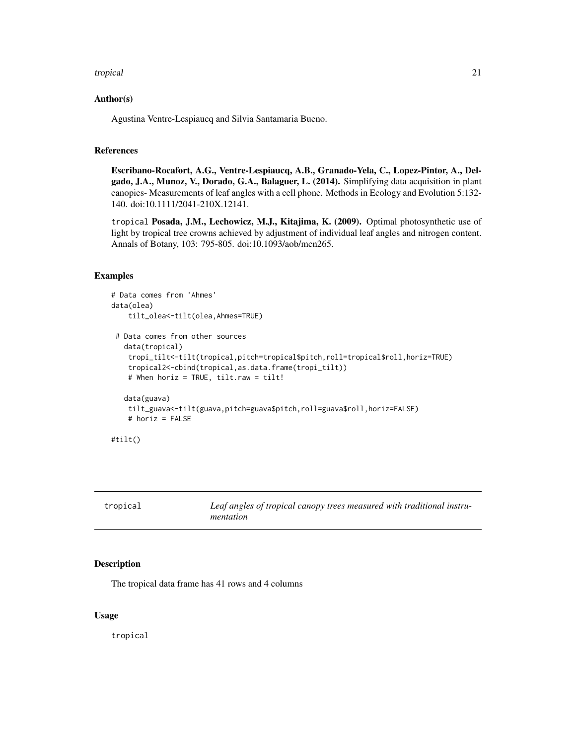## Author(s)

Agustina Ventre-Lespiaucq and Silvia Santamaria Bueno.

## References

**Escribano-Rocafort, A.G., Ventre-Lespiaucq, A.B., Granado-Yela, C., Lopez-Pintor, A., Delgado, J.A., Munoz, V., Dorado, G.A., Balaguer, L. (2014).** Simplifying data acquisition in plant canopies- Measurements of leaf angles with a cell phone. Methods in Ecology and Evolution 5:132-140. doi:10.1111/2041-210X.12141.

`tropical` **Posada, J.M., Lechowicz, M.J., Kitajima, K. (2009).** Optimal photosynthetic use of light by tropical tree crowns achieved by adjustment of individual leaf angles and nitrogen content. Annals of Botany, 103: 795-805. doi:10.1093/aob/mcn265.

## Examples

```
# Data comes from 'Ahmes'
data(olea)
    tilt_olea<-tilt(olea,Ahmes=TRUE)

 # Data comes from other sources
   data(tropical)
    tropi_tilt<-tilt(tropical,pitch=tropical$pitch,roll=tropical$roll,horiz=TRUE)
    tropical2<-cbind(tropical,as.data.frame(tropi_tilt))
    # When horiz = TRUE, tilt.raw = tilt!

   data(guava)
    tilt_guava<-tilt(guava,pitch=guava$pitch,roll=guava$roll,horiz=FALSE)
    # horiz = FALSE

#tilt()
```

---

# tropical — *Leaf angles of tropical canopy trees measured with traditional instrumentation*

## Description

The tropical data frame has 41 rows and 4 columns

## Usage

```
tropical
```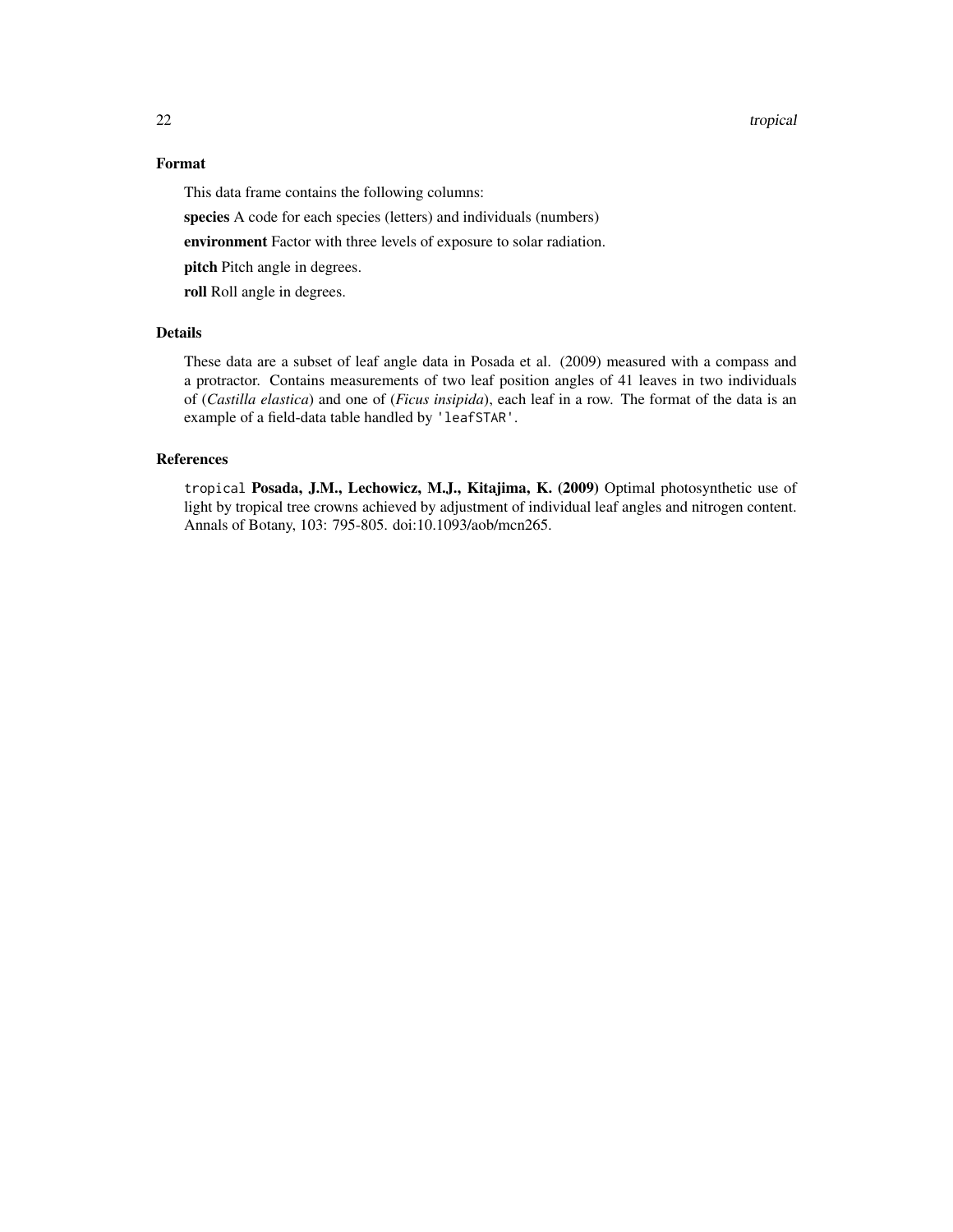## Format

This data frame contains the following columns:

**species** A code for each species (letters) and individuals (numbers)

**environment** Factor with three levels of exposure to solar radiation.

**pitch** Pitch angle in degrees.

**roll** Roll angle in degrees.

## Details

These data are a subset of leaf angle data in Posada et al. (2009) measured with a compass and a protractor. Contains measurements of two leaf position angles of 41 leaves in two individuals of (*Castilla elastica*) and one of (*Ficus insipida*), each leaf in a row. The format of the data is an example of a field-data table handled by `'leafSTAR'`.

## References

`tropical` **Posada, J.M., Lechowicz, M.J., Kitajima, K. (2009)** Optimal photosynthetic use of light by tropical tree crowns achieved by adjustment of individual leaf angles and nitrogen content. Annals of Botany, 103: 795-805. doi:10.1093/aob/mcn265.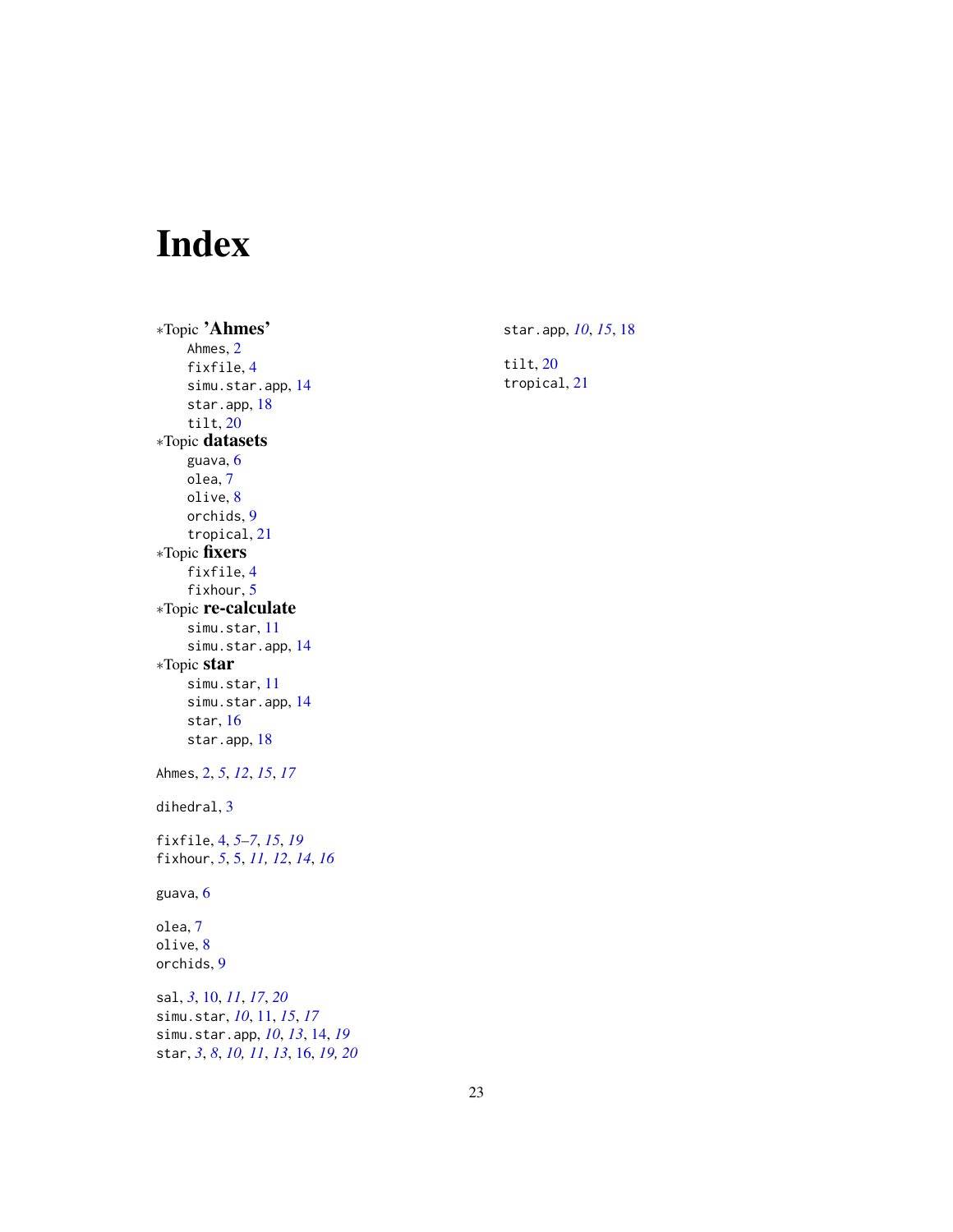# Index

*Topic **'Ahmes'**
- Ahmes, 2
- fixfile, 4
- simu.star.app, 14
- star.app, 18
- tilt, 20

*Topic **datasets**
- guava, 6
- olea, 7
- olive, 8
- orchids, 9
- tropical, 21

*Topic **fixers**
- fixfile, 4
- fixhour, 5

*Topic **re-calculate**
- simu.star, 11
- simu.star.app, 14

*Topic **star**
- simu.star, 11
- simu.star.app, 14
- star, 16
- star.app, 18

Ahmes, 2, *5*, *12*, *15*, *17*

dihedral, 3

fixfile, 4, *5–7*, *15*, *19*
fixhour, *5*, 5, *11, 12*, *14*, *16*

guava, 6

olea, 7
olive, 8
orchids, 9

sal, *3*, 10, *11*, *17*, *20*
simu.star, *10*, 11, *15*, *17*
simu.star.app, *10*, *13*, 14, *19*
star, *3*, *8*, *10, 11*, *13*, 16, *19, 20*
star.app, *10*, *15*, 18

tilt, 20
tropical, 21